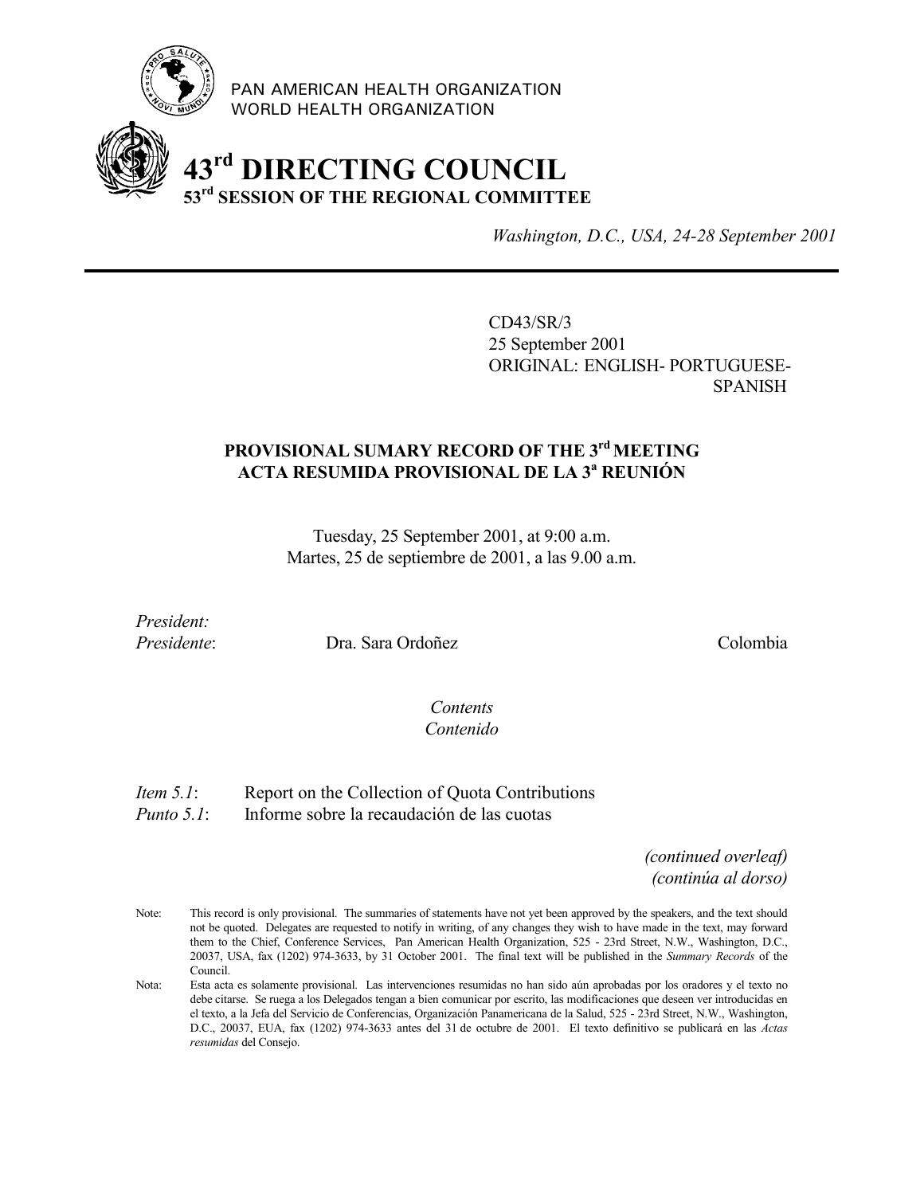PAN AMERICAN HEALTH ORGANIZATION
WORLD HEALTH ORGANIZATION

# 43rd DIRECTING COUNCIL
## 53rd SESSION OF THE REGIONAL COMMITTEE

*Washington, D.C., USA, 24-28 September 2001*

---

CD43/SR/3
25 September 2001
ORIGINAL: ENGLISH- PORTUGUESE-SPANISH

**PROVISIONAL SUMARY RECORD OF THE 3rd MEETING**
**ACTA RESUMIDA PROVISIONAL DE LA 3a REUNIÓN**

Tuesday, 25 September 2001, at 9:00 a.m.
Martes, 25 de septiembre de 2001, a las 9.00 a.m.

*President:*
*Presidente*: Dra. Sara Ordoñez Colombia

*Contents*
*Contenido*

*Item 5.1*: Report on the Collection of Quota Contributions
*Punto 5.1*: Informe sobre la recaudación de las cuotas

*(continued overleaf)*
*(continúa al dorso)*

Note: This record is only provisional. The summaries of statements have not yet been approved by the speakers, and the text should not be quoted. Delegates are requested to notify in writing, of any changes they wish to have made in the text, may forward them to the Chief, Conference Services, Pan American Health Organization, 525 - 23rd Street, N.W., Washington, D.C., 20037, USA, fax (1202) 974-3633, by 31 October 2001. The final text will be published in the *Summary Records* of the Council.

Nota: Esta acta es solamente provisional. Las intervenciones resumidas no han sido aún aprobadas por los oradores y el texto no debe citarse. Se ruega a los Delegados tengan a bien comunicar por escrito, las modificaciones que deseen ver introducidas en el texto, a la Jefa del Servicio de Conferencias, Organización Panamericana de la Salud, 525 - 23rd Street, N.W., Washington, D.C., 20037, EUA, fax (1202) 974-3633 antes del 31 de octubre de 2001. El texto definitivo se publicará en las *Actas resumidas* del Consejo.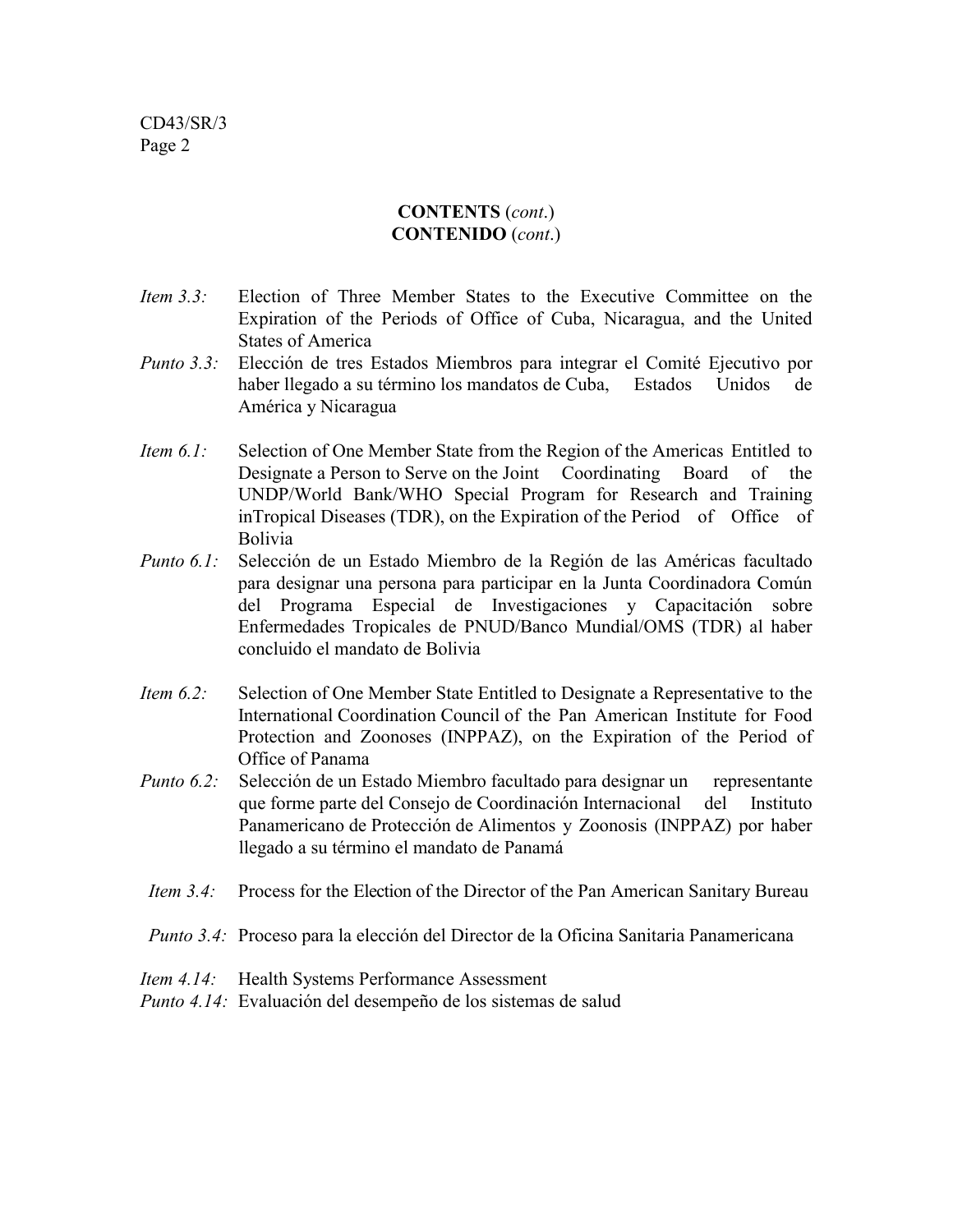**CONTENTS** (*cont*.)
**CONTENIDO** (*cont*.)

*Item 3.3:* Election of Three Member States to the Executive Committee on the Expiration of the Periods of Office of Cuba, Nicaragua, and the United States of America
*Punto 3.3:* Elección de tres Estados Miembros para integrar el Comité Ejecutivo por haber llegado a su término los mandatos de Cuba, Estados Unidos de América y Nicaragua

*Item 6.1:* Selection of One Member State from the Region of the Americas Entitled to Designate a Person to Serve on the Joint Coordinating Board of the UNDP/World Bank/WHO Special Program for Research and Training inTropical Diseases (TDR), on the Expiration of the Period of Office of Bolivia
*Punto 6.1:* Selección de un Estado Miembro de la Región de las Américas facultado para designar una persona para participar en la Junta Coordinadora Común del Programa Especial de Investigaciones y Capacitación sobre Enfermedades Tropicales de PNUD/Banco Mundial/OMS (TDR) al haber concluido el mandato de Bolivia

*Item 6.2:* Selection of One Member State Entitled to Designate a Representative to the International Coordination Council of the Pan American Institute for Food Protection and Zoonoses (INPPAZ), on the Expiration of the Period of Office of Panama
*Punto 6.2:* Selección de un Estado Miembro facultado para designar un representante que forme parte del Consejo de Coordinación Internacional del Instituto Panamericano de Protección de Alimentos y Zoonosis (INPPAZ) por haber llegado a su término el mandato de Panamá

*Item 3.4:* Process for the Election of the Director of the Pan American Sanitary Bureau

*Punto 3.4:* Proceso para la elección del Director de la Oficina Sanitaria Panamericana

*Item 4.14:* Health Systems Performance Assessment
*Punto 4.14:* Evaluación del desempeño de los sistemas de salud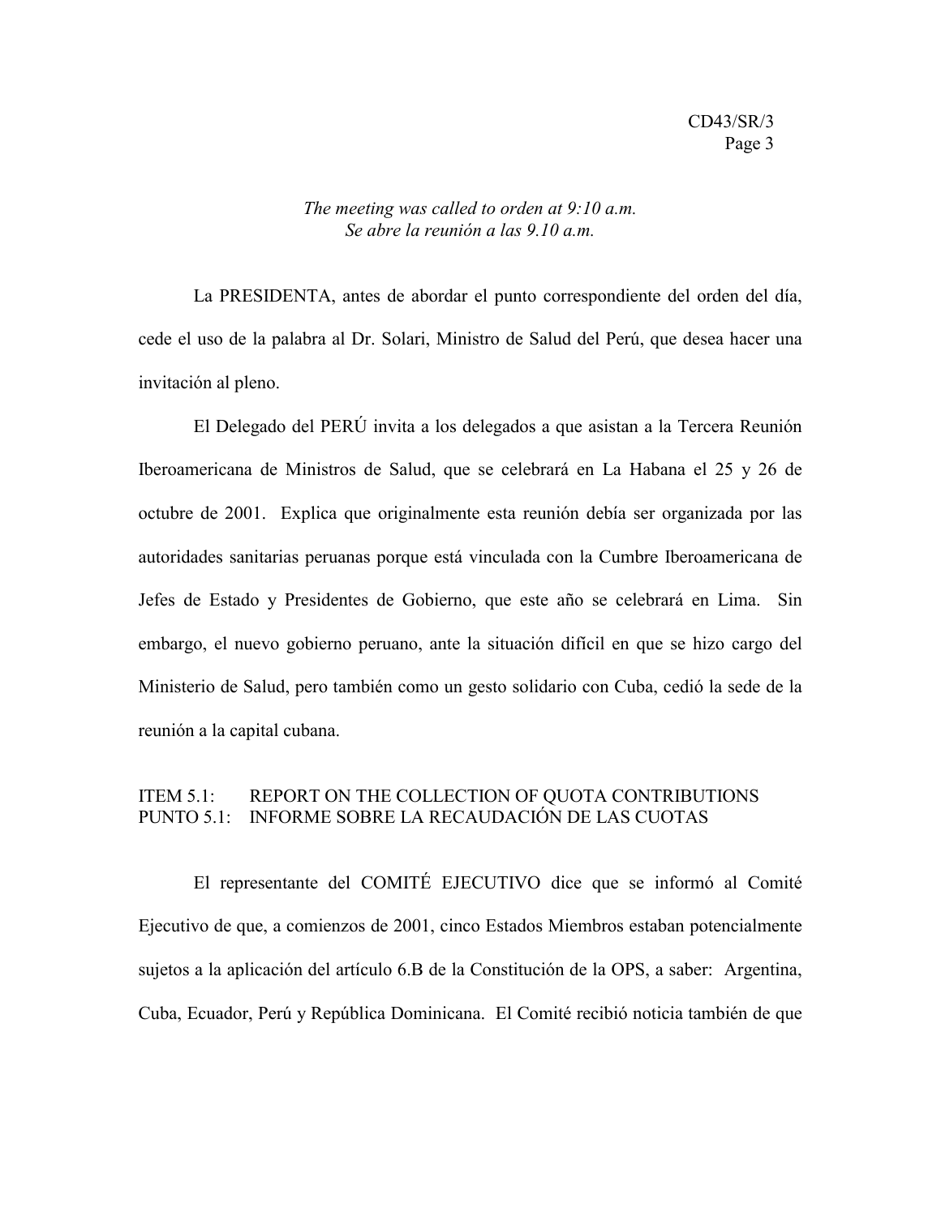*The meeting was called to orden at 9:10 a.m.*
*Se abre la reunión a las 9.10 a.m.*

La PRESIDENTA, antes de abordar el punto correspondiente del orden del día, cede el uso de la palabra al Dr. Solari, Ministro de Salud del Perú, que desea hacer una invitación al pleno.

El Delegado del PERÚ invita a los delegados a que asistan a la Tercera Reunión Iberoamericana de Ministros de Salud, que se celebrará en La Habana el 25 y 26 de octubre de 2001. Explica que originalmente esta reunión debía ser organizada por las autoridades sanitarias peruanas porque está vinculada con la Cumbre Iberoamericana de Jefes de Estado y Presidentes de Gobierno, que este año se celebrará en Lima. Sin embargo, el nuevo gobierno peruano, ante la situación difícil en que se hizo cargo del Ministerio de Salud, pero también como un gesto solidario con Cuba, cedió la sede de la reunión a la capital cubana.

## ITEM 5.1: REPORT ON THE COLLECTION OF QUOTA CONTRIBUTIONS
## PUNTO 5.1: INFORME SOBRE LA RECAUDACIÓN DE LAS CUOTAS

El representante del COMITÉ EJECUTIVO dice que se informó al Comité Ejecutivo de que, a comienzos de 2001, cinco Estados Miembros estaban potencialmente sujetos a la aplicación del artículo 6.B de la Constitución de la OPS, a saber: Argentina, Cuba, Ecuador, Perú y República Dominicana. El Comité recibió noticia también de que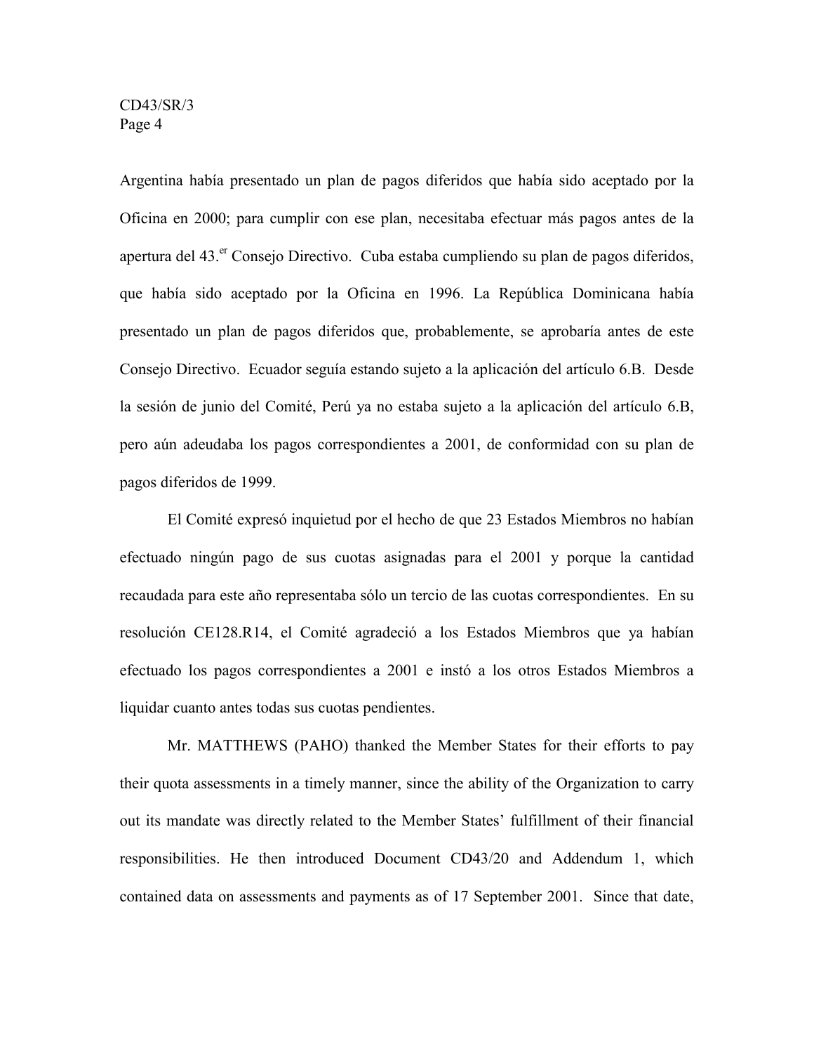Argentina había presentado un plan de pagos diferidos que había sido aceptado por la Oficina en 2000; para cumplir con ese plan, necesitaba efectuar más pagos antes de la apertura del 43.[er] Consejo Directivo. Cuba estaba cumpliendo su plan de pagos diferidos, que había sido aceptado por la Oficina en 1996. La República Dominicana había presentado un plan de pagos diferidos que, probablemente, se aprobaría antes de este Consejo Directivo. Ecuador seguía estando sujeto a la aplicación del artículo 6.B. Desde la sesión de junio del Comité, Perú ya no estaba sujeto a la aplicación del artículo 6.B, pero aún adeudaba los pagos correspondientes a 2001, de conformidad con su plan de pagos diferidos de 1999.

El Comité expresó inquietud por el hecho de que 23 Estados Miembros no habían efectuado ningún pago de sus cuotas asignadas para el 2001 y porque la cantidad recaudada para este año representaba sólo un tercio de las cuotas correspondientes. En su resolución CE128.R14, el Comité agradeció a los Estados Miembros que ya habían efectuado los pagos correspondientes a 2001 e instó a los otros Estados Miembros a liquidar cuanto antes todas sus cuotas pendientes.

Mr. MATTHEWS (PAHO) thanked the Member States for their efforts to pay their quota assessments in a timely manner, since the ability of the Organization to carry out its mandate was directly related to the Member States' fulfillment of their financial responsibilities. He then introduced Document CD43/20 and Addendum 1, which contained data on assessments and payments as of 17 September 2001. Since that date,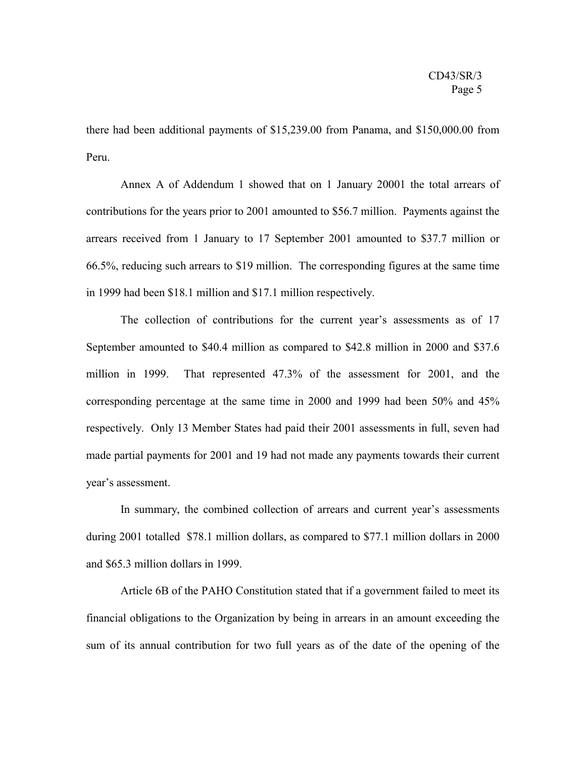there had been additional payments of $15,239.00 from Panama, and $150,000.00 from Peru.

Annex A of Addendum 1 showed that on 1 January 20001 the total arrears of contributions for the years prior to 2001 amounted to $56.7 million. Payments against the arrears received from 1 January to 17 September 2001 amounted to $37.7 million or 66.5%, reducing such arrears to $19 million. The corresponding figures at the same time in 1999 had been $18.1 million and $17.1 million respectively.

The collection of contributions for the current year's assessments as of 17 September amounted to $40.4 million as compared to $42.8 million in 2000 and $37.6 million in 1999. That represented 47.3% of the assessment for 2001, and the corresponding percentage at the same time in 2000 and 1999 had been 50% and 45% respectively. Only 13 Member States had paid their 2001 assessments in full, seven had made partial payments for 2001 and 19 had not made any payments towards their current year's assessment.

In summary, the combined collection of arrears and current year's assessments during 2001 totalled $78.1 million dollars, as compared to $77.1 million dollars in 2000 and $65.3 million dollars in 1999.

Article 6B of the PAHO Constitution stated that if a government failed to meet its financial obligations to the Organization by being in arrears in an amount exceeding the sum of its annual contribution for two full years as of the date of the opening of the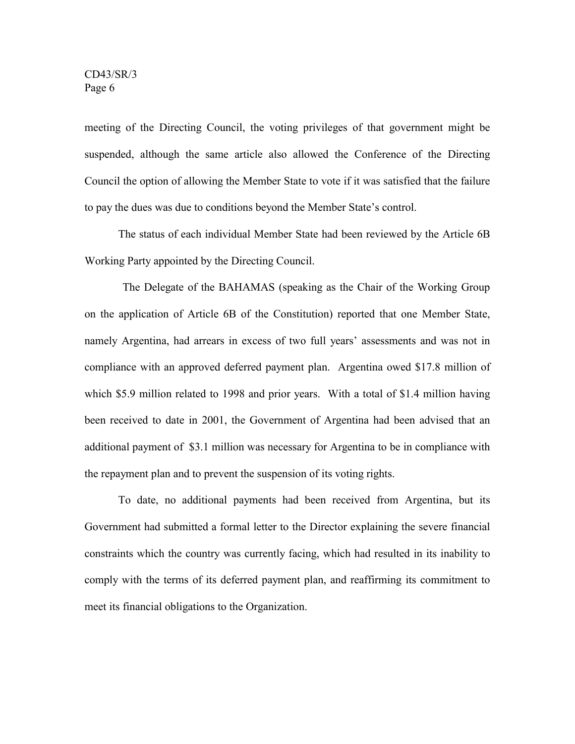meeting of the Directing Council, the voting privileges of that government might be suspended, although the same article also allowed the Conference of the Directing Council the option of allowing the Member State to vote if it was satisfied that the failure to pay the dues was due to conditions beyond the Member State's control.

The status of each individual Member State had been reviewed by the Article 6B Working Party appointed by the Directing Council.

The Delegate of the BAHAMAS (speaking as the Chair of the Working Group on the application of Article 6B of the Constitution) reported that one Member State, namely Argentina, had arrears in excess of two full years' assessments and was not in compliance with an approved deferred payment plan. Argentina owed \$17.8 million of which \$5.9 million related to 1998 and prior years. With a total of \$1.4 million having been received to date in 2001, the Government of Argentina had been advised that an additional payment of \$3.1 million was necessary for Argentina to be in compliance with the repayment plan and to prevent the suspension of its voting rights.

To date, no additional payments had been received from Argentina, but its Government had submitted a formal letter to the Director explaining the severe financial constraints which the country was currently facing, which had resulted in its inability to comply with the terms of its deferred payment plan, and reaffirming its commitment to meet its financial obligations to the Organization.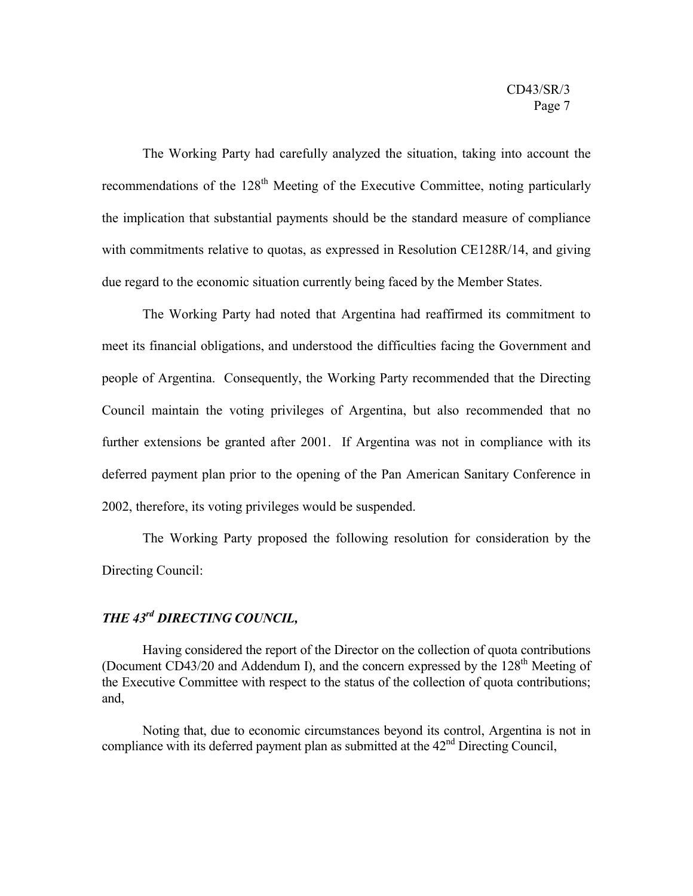The Working Party had carefully analyzed the situation, taking into account the recommendations of the 128th Meeting of the Executive Committee, noting particularly the implication that substantial payments should be the standard measure of compliance with commitments relative to quotas, as expressed in Resolution CE128R/14, and giving due regard to the economic situation currently being faced by the Member States.

The Working Party had noted that Argentina had reaffirmed its commitment to meet its financial obligations, and understood the difficulties facing the Government and people of Argentina. Consequently, the Working Party recommended that the Directing Council maintain the voting privileges of Argentina, but also recommended that no further extensions be granted after 2001. If Argentina was not in compliance with its deferred payment plan prior to the opening of the Pan American Sanitary Conference in 2002, therefore, its voting privileges would be suspended.

The Working Party proposed the following resolution for consideration by the Directing Council:

***THE 43rd DIRECTING COUNCIL,***

Having considered the report of the Director on the collection of quota contributions (Document CD43/20 and Addendum I), and the concern expressed by the 128th Meeting of the Executive Committee with respect to the status of the collection of quota contributions; and,

Noting that, due to economic circumstances beyond its control, Argentina is not in compliance with its deferred payment plan as submitted at the 42nd Directing Council,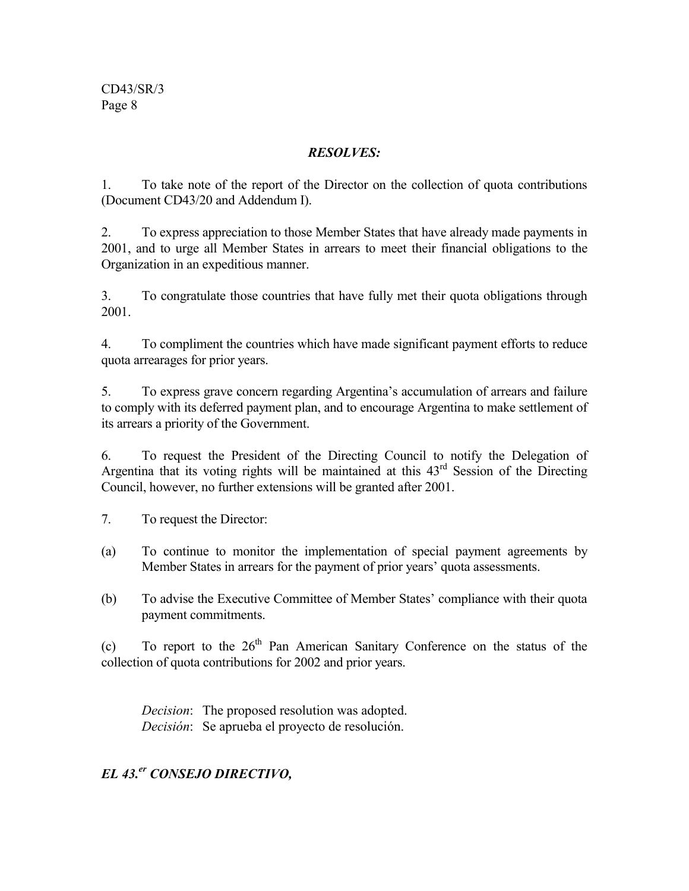***RESOLVES:***

1. To take note of the report of the Director on the collection of quota contributions (Document CD43/20 and Addendum I).

2. To express appreciation to those Member States that have already made payments in 2001, and to urge all Member States in arrears to meet their financial obligations to the Organization in an expeditious manner.

3. To congratulate those countries that have fully met their quota obligations through 2001.

4. To compliment the countries which have made significant payment efforts to reduce quota arrearages for prior years.

5. To express grave concern regarding Argentina's accumulation of arrears and failure to comply with its deferred payment plan, and to encourage Argentina to make settlement of its arrears a priority of the Government.

6. To request the President of the Directing Council to notify the Delegation of Argentina that its voting rights will be maintained at this 43rd Session of the Directing Council, however, no further extensions will be granted after 2001.

7. To request the Director:

(a) To continue to monitor the implementation of special payment agreements by Member States in arrears for the payment of prior years' quota assessments.

(b) To advise the Executive Committee of Member States' compliance with their quota payment commitments.

(c) To report to the 26th Pan American Sanitary Conference on the status of the collection of quota contributions for 2002 and prior years.

*Decision*: The proposed resolution was adopted.
*Decisión*: Se aprueba el proyecto de resolución.

***EL 43.er CONSEJO DIRECTIVO,***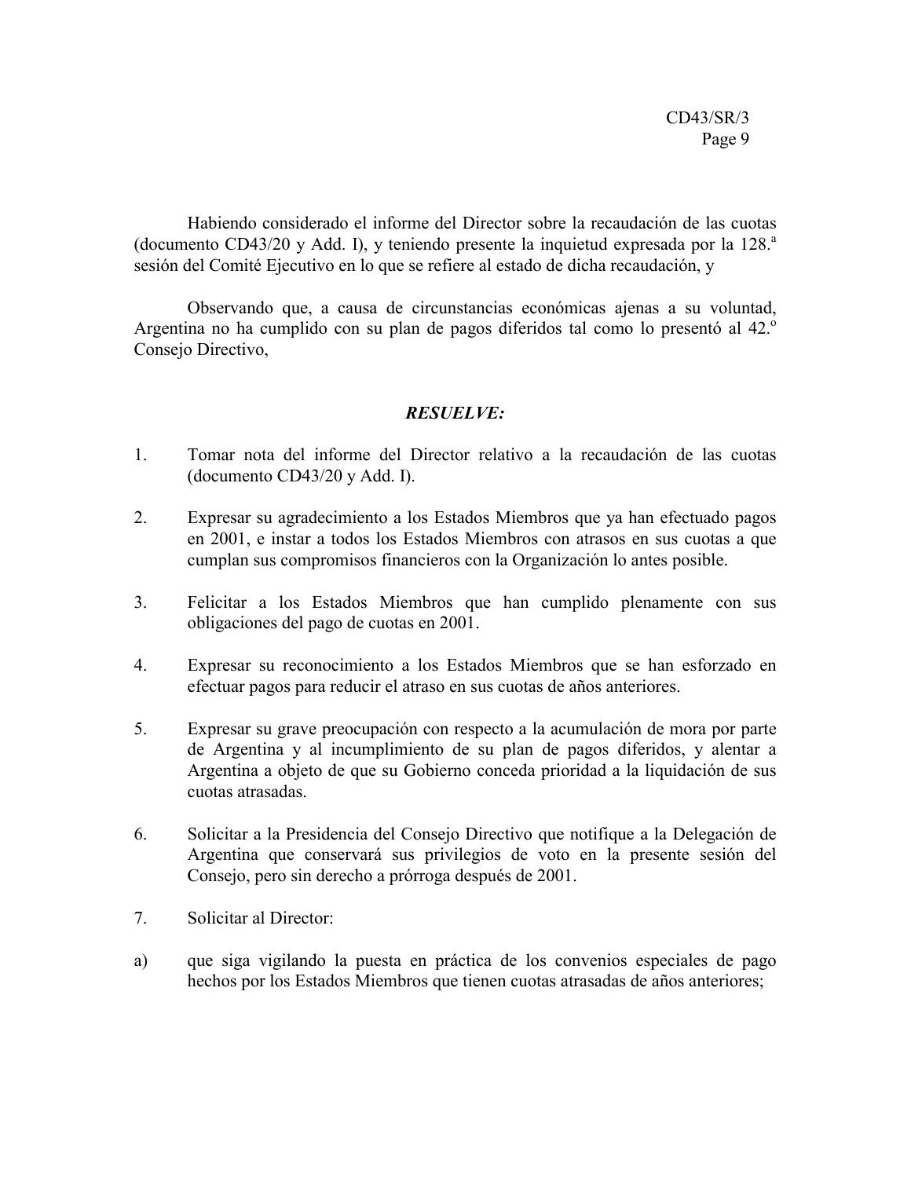Habiendo considerado el informe del Director sobre la recaudación de las cuotas (documento CD43/20 y Add. I), y teniendo presente la inquietud expresada por la 128.ª sesión del Comité Ejecutivo en lo que se refiere al estado de dicha recaudación, y

Observando que, a causa de circunstancias económicas ajenas a su voluntad, Argentina no ha cumplido con su plan de pagos diferidos tal como lo presentó al 42.º Consejo Directivo,

***RESUELVE:***

1. Tomar nota del informe del Director relativo a la recaudación de las cuotas (documento CD43/20 y Add. I).

2. Expresar su agradecimiento a los Estados Miembros que ya han efectuado pagos en 2001, e instar a todos los Estados Miembros con atrasos en sus cuotas a que cumplan sus compromisos financieros con la Organización lo antes posible.

3. Felicitar a los Estados Miembros que han cumplido plenamente con sus obligaciones del pago de cuotas en 2001.

4. Expresar su reconocimiento a los Estados Miembros que se han esforzado en efectuar pagos para reducir el atraso en sus cuotas de años anteriores.

5. Expresar su grave preocupación con respecto a la acumulación de mora por parte de Argentina y al incumplimiento de su plan de pagos diferidos, y alentar a Argentina a objeto de que su Gobierno conceda prioridad a la liquidación de sus cuotas atrasadas.

6. Solicitar a la Presidencia del Consejo Directivo que notifique a la Delegación de Argentina que conservará sus privilegios de voto en la presente sesión del Consejo, pero sin derecho a prórroga después de 2001.

7. Solicitar al Director:

a) que siga vigilando la puesta en práctica de los convenios especiales de pago hechos por los Estados Miembros que tienen cuotas atrasadas de años anteriores;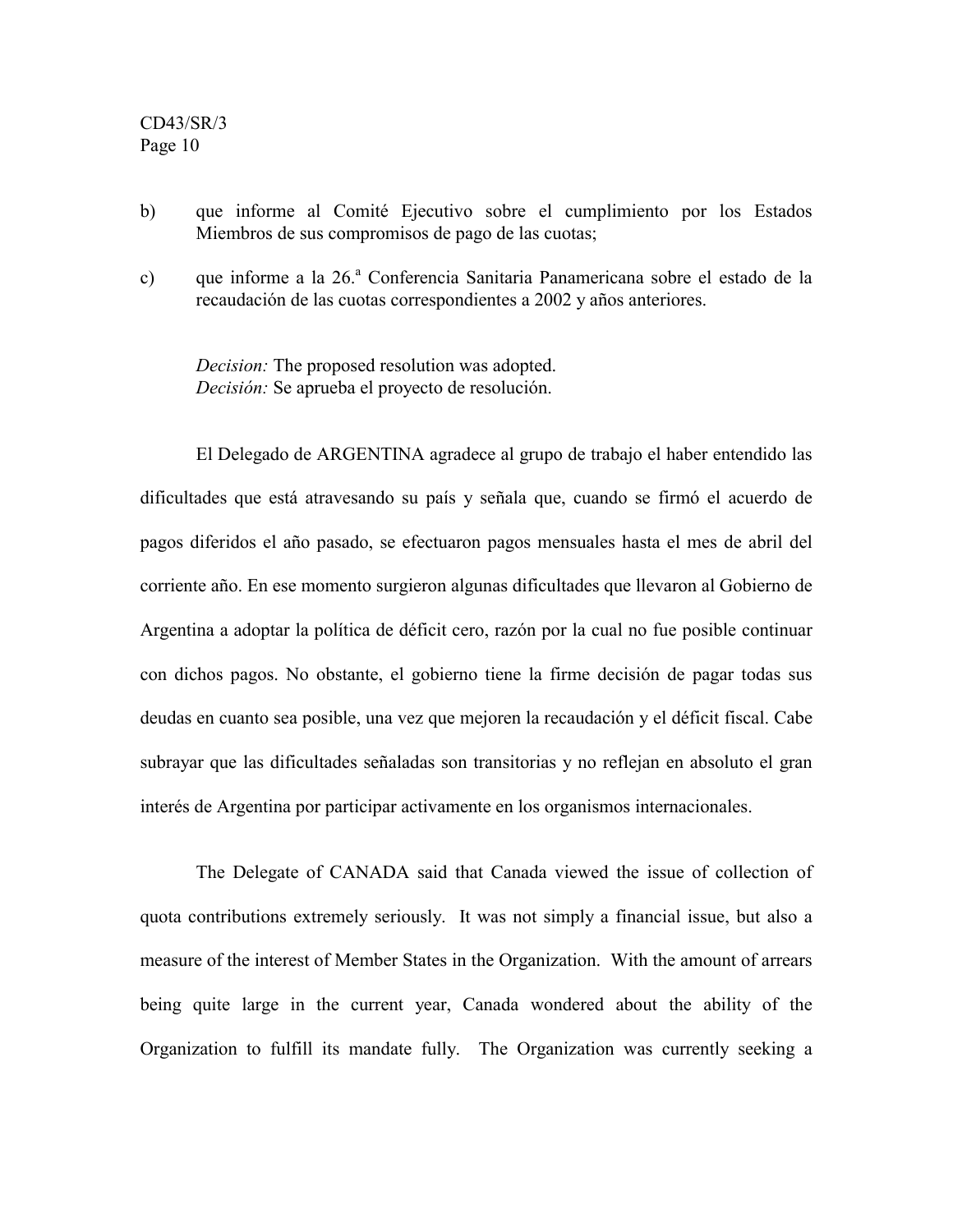b) que informe al Comité Ejecutivo sobre el cumplimiento por los Estados Miembros de sus compromisos de pago de las cuotas;

c) que informe a la 26.ª Conferencia Sanitaria Panamericana sobre el estado de la recaudación de las cuotas correspondientes a 2002 y años anteriores.

*Decision:* The proposed resolution was adopted.
*Decisión:* Se aprueba el proyecto de resolución.

El Delegado de ARGENTINA agradece al grupo de trabajo el haber entendido las dificultades que está atravesando su país y señala que, cuando se firmó el acuerdo de pagos diferidos el año pasado, se efectuaron pagos mensuales hasta el mes de abril del corriente año. En ese momento surgieron algunas dificultades que llevaron al Gobierno de Argentina a adoptar la política de déficit cero, razón por la cual no fue posible continuar con dichos pagos. No obstante, el gobierno tiene la firme decisión de pagar todas sus deudas en cuanto sea posible, una vez que mejoren la recaudación y el déficit fiscal. Cabe subrayar que las dificultades señaladas son transitorias y no reflejan en absoluto el gran interés de Argentina por participar activamente en los organismos internacionales.

The Delegate of CANADA said that Canada viewed the issue of collection of quota contributions extremely seriously. It was not simply a financial issue, but also a measure of the interest of Member States in the Organization. With the amount of arrears being quite large in the current year, Canada wondered about the ability of the Organization to fulfill its mandate fully. The Organization was currently seeking a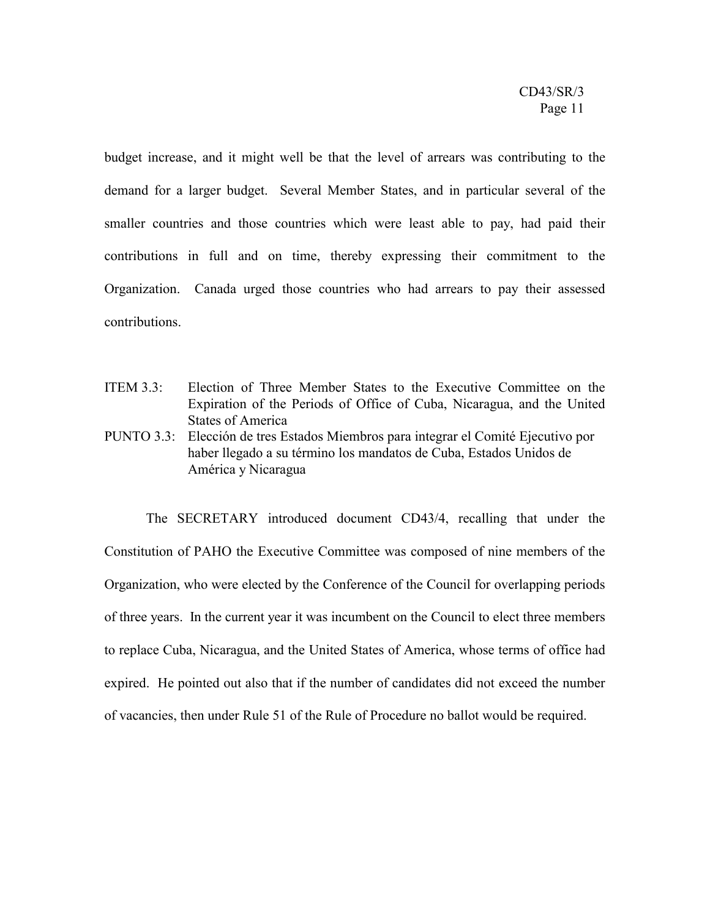budget increase, and it might well be that the level of arrears was contributing to the demand for a larger budget. Several Member States, and in particular several of the smaller countries and those countries which were least able to pay, had paid their contributions in full and on time, thereby expressing their commitment to the Organization. Canada urged those countries who had arrears to pay their assessed contributions.

ITEM 3.3: Election of Three Member States to the Executive Committee on the Expiration of the Periods of Office of Cuba, Nicaragua, and the United States of America

PUNTO 3.3: Elección de tres Estados Miembros para integrar el Comité Ejecutivo por haber llegado a su término los mandatos de Cuba, Estados Unidos de América y Nicaragua

The SECRETARY introduced document CD43/4, recalling that under the Constitution of PAHO the Executive Committee was composed of nine members of the Organization, who were elected by the Conference of the Council for overlapping periods of three years. In the current year it was incumbent on the Council to elect three members to replace Cuba, Nicaragua, and the United States of America, whose terms of office had expired. He pointed out also that if the number of candidates did not exceed the number of vacancies, then under Rule 51 of the Rule of Procedure no ballot would be required.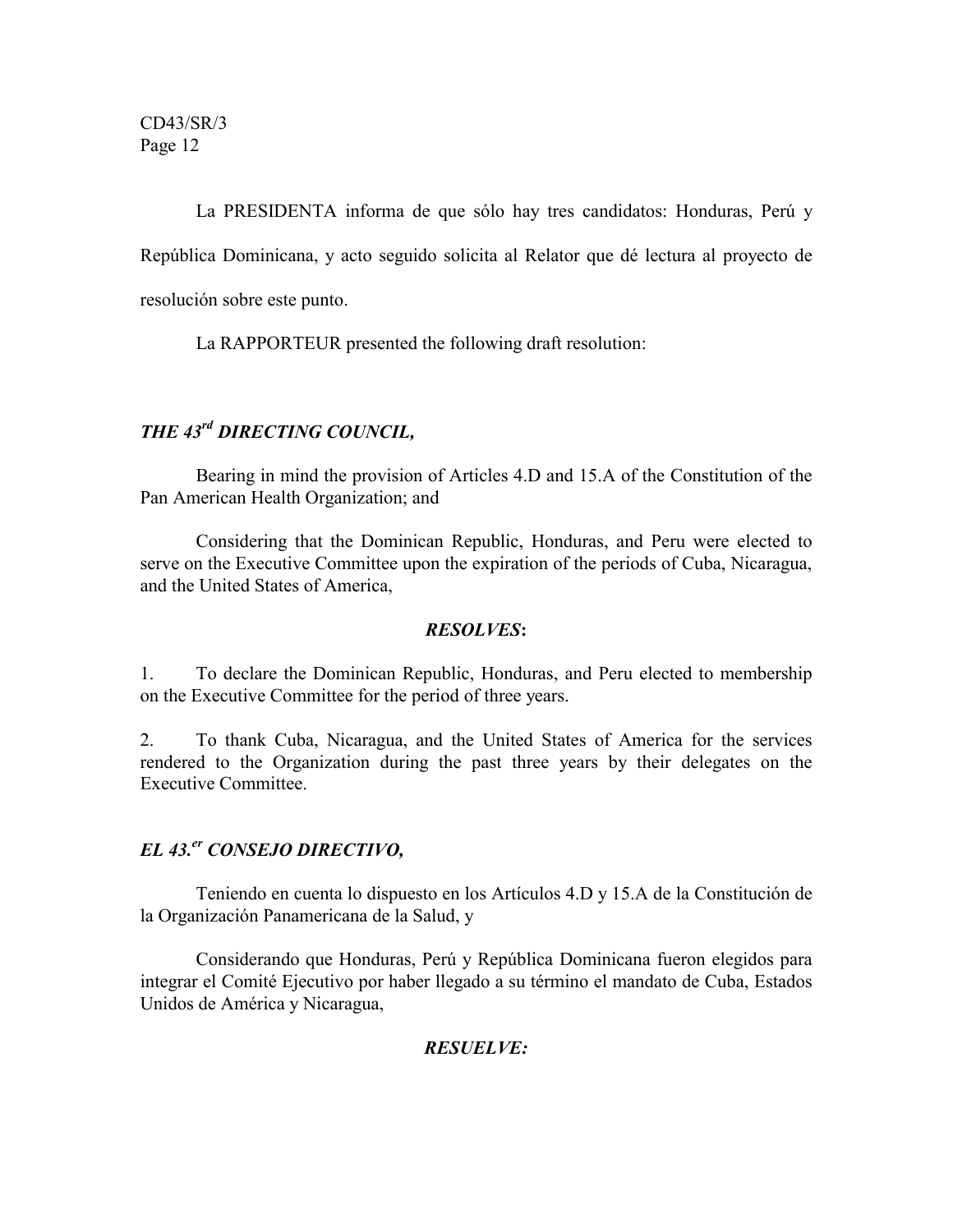La PRESIDENTA informa de que sólo hay tres candidatos: Honduras, Perú y República Dominicana, y acto seguido solicita al Relator que dé lectura al proyecto de resolución sobre este punto.

La RAPPORTEUR presented the following draft resolution:

***THE 43rd DIRECTING COUNCIL,***

Bearing in mind the provision of Articles 4.D and 15.A of the Constitution of the Pan American Health Organization; and

Considering that the Dominican Republic, Honduras, and Peru were elected to serve on the Executive Committee upon the expiration of the periods of Cuba, Nicaragua, and the United States of America,

***RESOLVES*:**

1. To declare the Dominican Republic, Honduras, and Peru elected to membership on the Executive Committee for the period of three years.

2. To thank Cuba, Nicaragua, and the United States of America for the services rendered to the Organization during the past three years by their delegates on the Executive Committee.

***EL 43.er CONSEJO DIRECTIVO,***

Teniendo en cuenta lo dispuesto en los Artículos 4.D y 15.A de la Constitución de la Organización Panamericana de la Salud, y

Considerando que Honduras, Perú y República Dominicana fueron elegidos para integrar el Comité Ejecutivo por haber llegado a su término el mandato de Cuba, Estados Unidos de América y Nicaragua,

***RESUELVE:***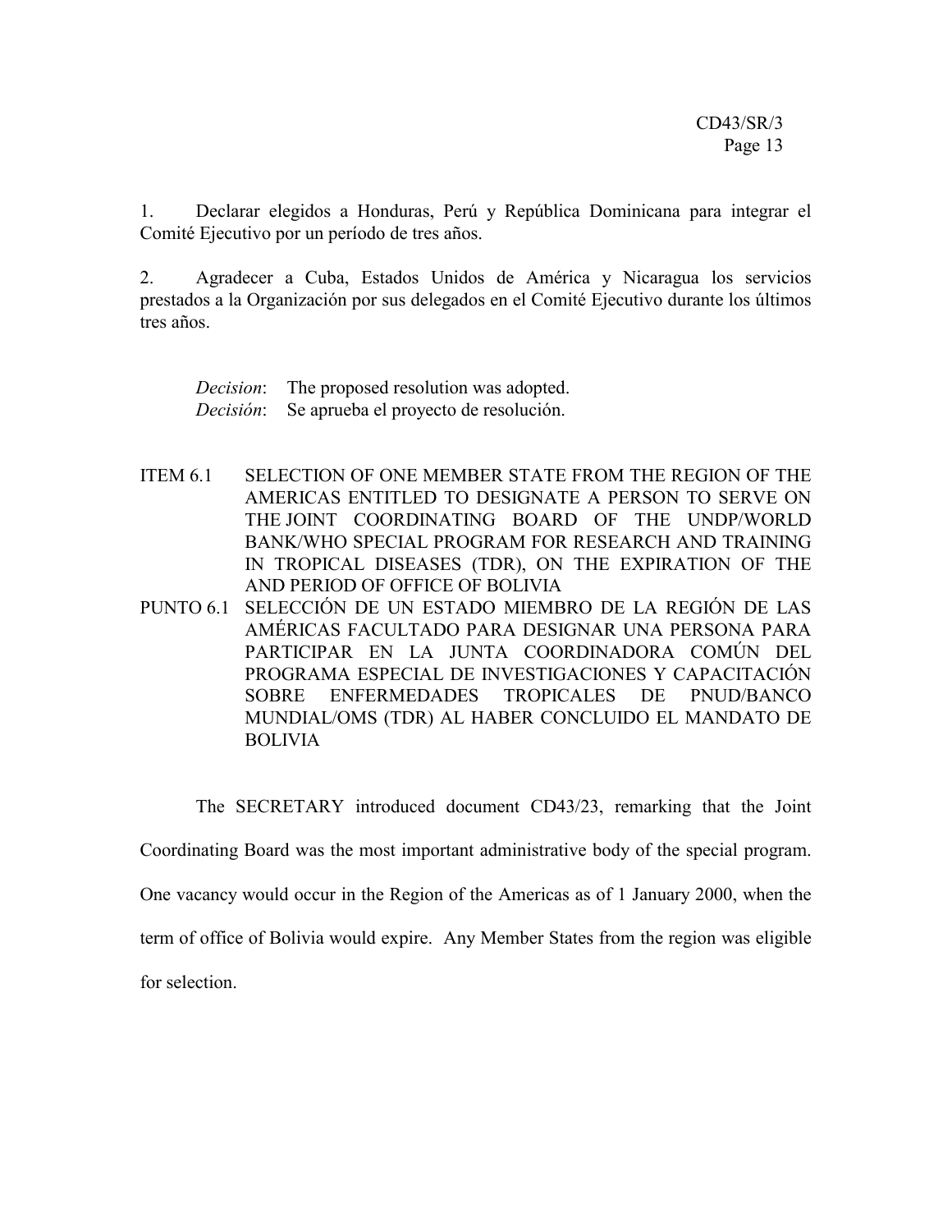1. Declarar elegidos a Honduras, Perú y República Dominicana para integrar el Comité Ejecutivo por un período de tres años.

2. Agradecer a Cuba, Estados Unidos de América y Nicaragua los servicios prestados a la Organización por sus delegados en el Comité Ejecutivo durante los últimos tres años.

*Decision*: The proposed resolution was adopted.
*Decisión*: Se aprueba el proyecto de resolución.

## ITEM 6.1 SELECTION OF ONE MEMBER STATE FROM THE REGION OF THE AMERICAS ENTITLED TO DESIGNATE A PERSON TO SERVE ON THE JOINT COORDINATING BOARD OF THE UNDP/WORLD BANK/WHO SPECIAL PROGRAM FOR RESEARCH AND TRAINING IN TROPICAL DISEASES (TDR), ON THE EXPIRATION OF THE AND PERIOD OF OFFICE OF BOLIVIA

## PUNTO 6.1 SELECCIÓN DE UN ESTADO MIEMBRO DE LA REGIÓN DE LAS AMÉRICAS FACULTADO PARA DESIGNAR UNA PERSONA PARA PARTICIPAR EN LA JUNTA COORDINADORA COMÚN DEL PROGRAMA ESPECIAL DE INVESTIGACIONES Y CAPACITACIÓN SOBRE ENFERMEDADES TROPICALES DE PNUD/BANCO MUNDIAL/OMS (TDR) AL HABER CONCLUIDO EL MANDATO DE BOLIVIA

The SECRETARY introduced document CD43/23, remarking that the Joint Coordinating Board was the most important administrative body of the special program. One vacancy would occur in the Region of the Americas as of 1 January 2000, when the term of office of Bolivia would expire. Any Member States from the region was eligible for selection.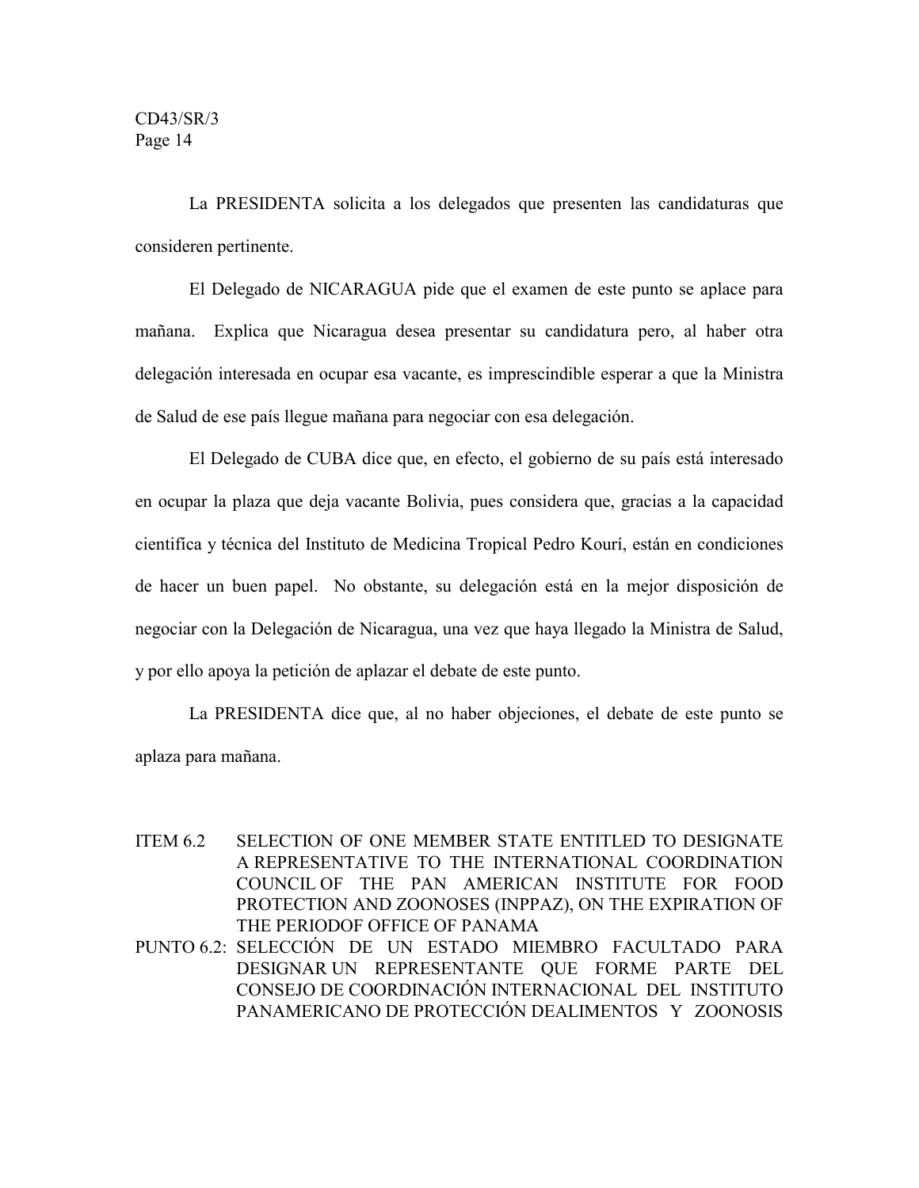La PRESIDENTA solicita a los delegados que presenten las candidaturas que consideren pertinente.

El Delegado de NICARAGUA pide que el examen de este punto se aplace para mañana. Explica que Nicaragua desea presentar su candidatura pero, al haber otra delegación interesada en ocupar esa vacante, es imprescindible esperar a que la Ministra de Salud de ese país llegue mañana para negociar con esa delegación.

El Delegado de CUBA dice que, en efecto, el gobierno de su país está interesado en ocupar la plaza que deja vacante Bolivia, pues considera que, gracias a la capacidad científica y técnica del Instituto de Medicina Tropical Pedro Kourí, están en condiciones de hacer un buen papel. No obstante, su delegación está en la mejor disposición de negociar con la Delegación de Nicaragua, una vez que haya llegado la Ministra de Salud, y por ello apoya la petición de aplazar el debate de este punto.

La PRESIDENTA dice que, al no haber objeciones, el debate de este punto se aplaza para mañana.

ITEM 6.2 SELECTION OF ONE MEMBER STATE ENTITLED TO DESIGNATE A REPRESENTATIVE TO THE INTERNATIONAL COORDINATION COUNCIL OF THE PAN AMERICAN INSTITUTE FOR FOOD PROTECTION AND ZOONOSES (INPPAZ), ON THE EXPIRATION OF THE PERIODOF OFFICE OF PANAMA

PUNTO 6.2: SELECCIÓN DE UN ESTADO MIEMBRO FACULTADO PARA DESIGNAR UN REPRESENTANTE QUE FORME PARTE DEL CONSEJO DE COORDINACIÓN INTERNACIONAL DEL INSTITUTO PANAMERICANO DE PROTECCIÓN DEALIMENTOS Y ZOONOSIS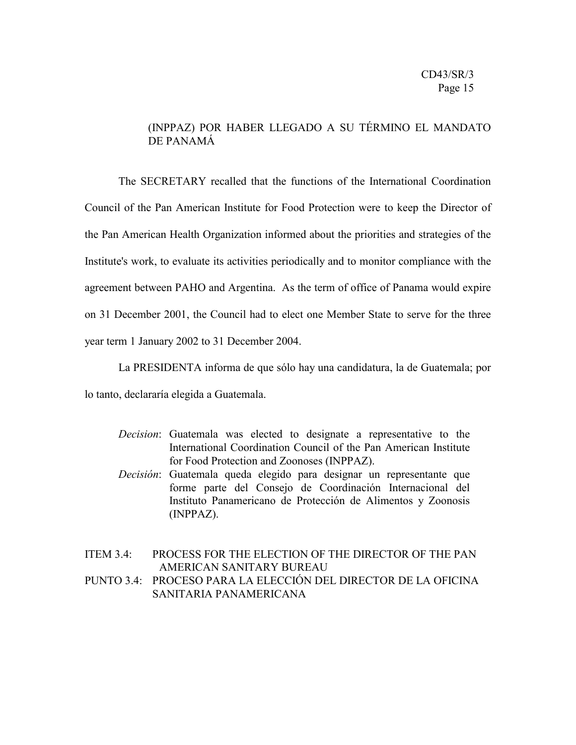(INPPAZ) POR HABER LLEGADO A SU TÉRMINO EL MANDATO DE PANAMÁ

The SECRETARY recalled that the functions of the International Coordination Council of the Pan American Institute for Food Protection were to keep the Director of the Pan American Health Organization informed about the priorities and strategies of the Institute's work, to evaluate its activities periodically and to monitor compliance with the agreement between PAHO and Argentina. As the term of office of Panama would expire on 31 December 2001, the Council had to elect one Member State to serve for the three year term 1 January 2002 to 31 December 2004.

La PRESIDENTA informa de que sólo hay una candidatura, la de Guatemala; por lo tanto, declararía elegida a Guatemala.

*Decision*: Guatemala was elected to designate a representative to the International Coordination Council of the Pan American Institute for Food Protection and Zoonoses (INPPAZ).

*Decisión*: Guatemala queda elegido para designar un representante que forme parte del Consejo de Coordinación Internacional del Instituto Panamericano de Protección de Alimentos y Zoonosis (INPPAZ).

ITEM 3.4: PROCESS FOR THE ELECTION OF THE DIRECTOR OF THE PAN AMERICAN SANITARY BUREAU

PUNTO 3.4: PROCESO PARA LA ELECCIÓN DEL DIRECTOR DE LA OFICINA SANITARIA PANAMERICANA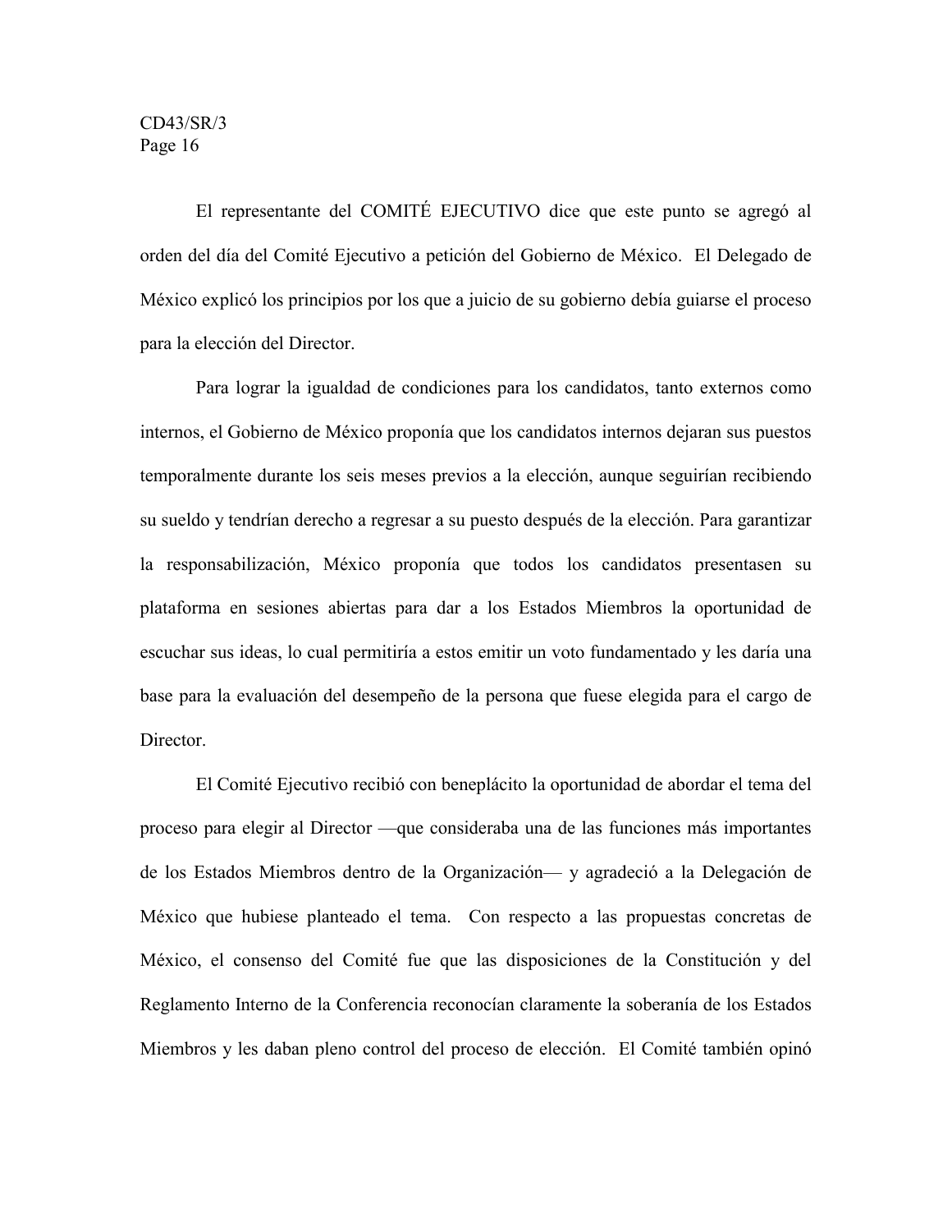El representante del COMITÉ EJECUTIVO dice que este punto se agregó al orden del día del Comité Ejecutivo a petición del Gobierno de México. El Delegado de México explicó los principios por los que a juicio de su gobierno debía guiarse el proceso para la elección del Director.

Para lograr la igualdad de condiciones para los candidatos, tanto externos como internos, el Gobierno de México proponía que los candidatos internos dejaran sus puestos temporalmente durante los seis meses previos a la elección, aunque seguirían recibiendo su sueldo y tendrían derecho a regresar a su puesto después de la elección. Para garantizar la responsabilización, México proponía que todos los candidatos presentasen su plataforma en sesiones abiertas para dar a los Estados Miembros la oportunidad de escuchar sus ideas, lo cual permitiría a estos emitir un voto fundamentado y les daría una base para la evaluación del desempeño de la persona que fuese elegida para el cargo de Director.

El Comité Ejecutivo recibió con beneplácito la oportunidad de abordar el tema del proceso para elegir al Director —que consideraba una de las funciones más importantes de los Estados Miembros dentro de la Organización— y agradeció a la Delegación de México que hubiese planteado el tema. Con respecto a las propuestas concretas de México, el consenso del Comité fue que las disposiciones de la Constitución y del Reglamento Interno de la Conferencia reconocían claramente la soberanía de los Estados Miembros y les daban pleno control del proceso de elección. El Comité también opinó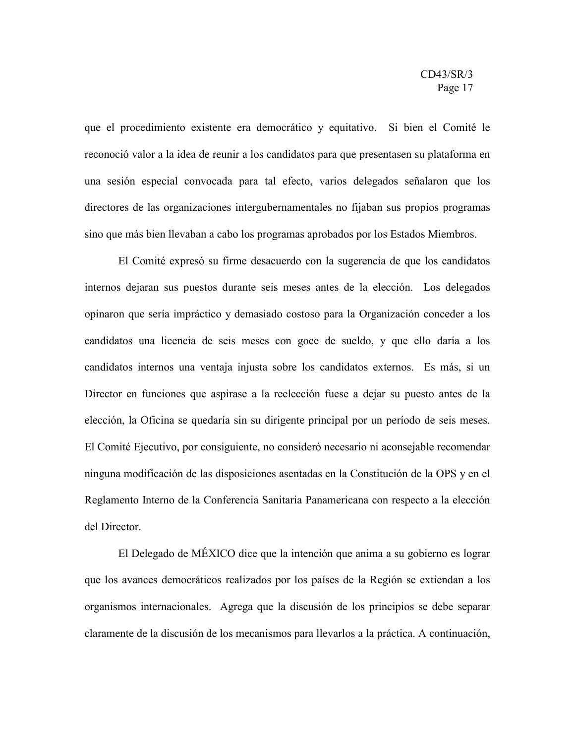que el procedimiento existente era democrático y equitativo. Si bien el Comité le reconoció valor a la idea de reunir a los candidatos para que presentasen su plataforma en una sesión especial convocada para tal efecto, varios delegados señalaron que los directores de las organizaciones intergubernamentales no fijaban sus propios programas sino que más bien llevaban a cabo los programas aprobados por los Estados Miembros.

El Comité expresó su firme desacuerdo con la sugerencia de que los candidatos internos dejaran sus puestos durante seis meses antes de la elección. Los delegados opinaron que sería impráctico y demasiado costoso para la Organización conceder a los candidatos una licencia de seis meses con goce de sueldo, y que ello daría a los candidatos internos una ventaja injusta sobre los candidatos externos. Es más, si un Director en funciones que aspirase a la reelección fuese a dejar su puesto antes de la elección, la Oficina se quedaría sin su dirigente principal por un período de seis meses. El Comité Ejecutivo, por consiguiente, no consideró necesario ni aconsejable recomendar ninguna modificación de las disposiciones asentadas en la Constitución de la OPS y en el Reglamento Interno de la Conferencia Sanitaria Panamericana con respecto a la elección del Director.

El Delegado de MÉXICO dice que la intención que anima a su gobierno es lograr que los avances democráticos realizados por los países de la Región se extiendan a los organismos internacionales. Agrega que la discusión de los principios se debe separar claramente de la discusión de los mecanismos para llevarlos a la práctica. A continuación,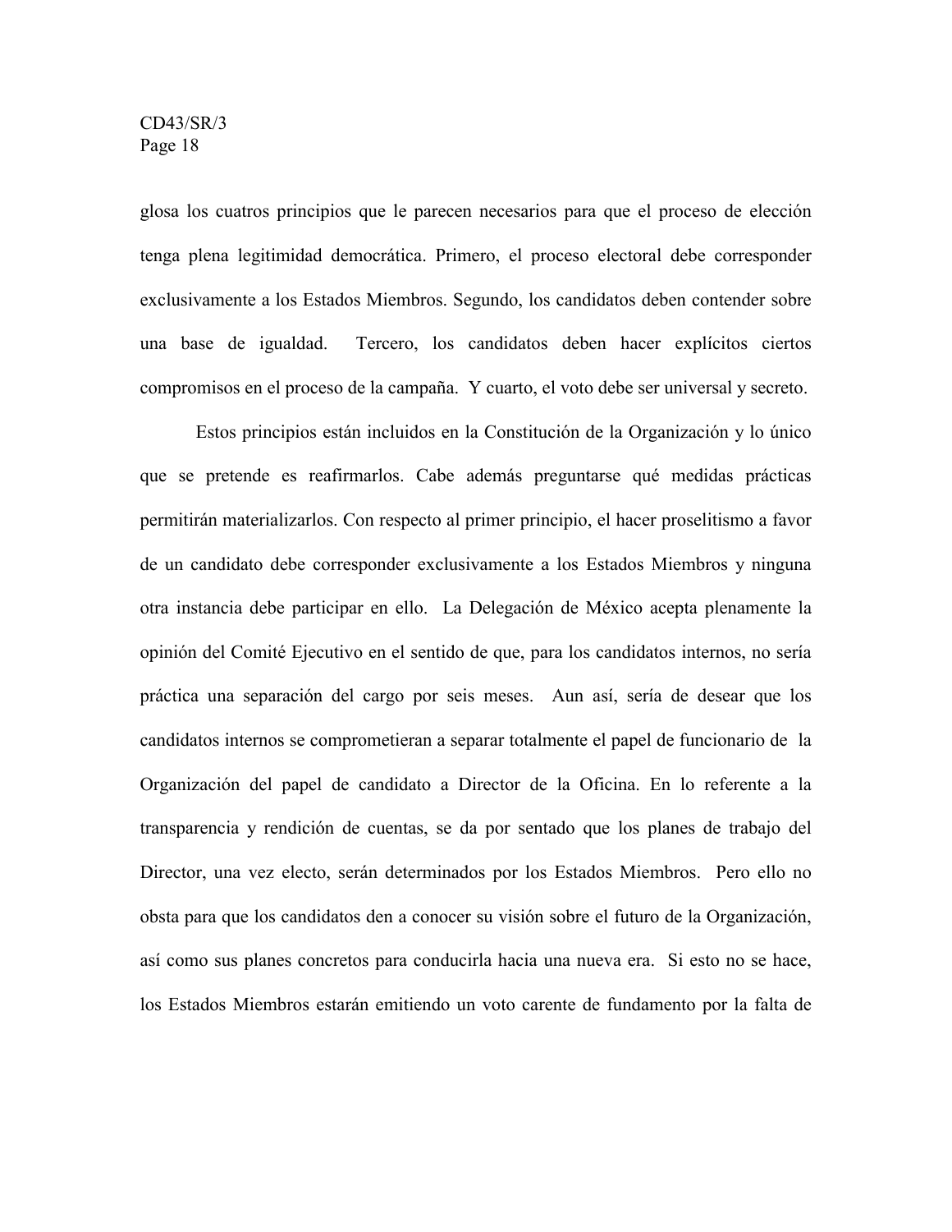glosa los cuatros principios que le parecen necesarios para que el proceso de elección tenga plena legitimidad democrática. Primero, el proceso electoral debe corresponder exclusivamente a los Estados Miembros. Segundo, los candidatos deben contender sobre una base de igualdad. Tercero, los candidatos deben hacer explícitos ciertos compromisos en el proceso de la campaña. Y cuarto, el voto debe ser universal y secreto.

Estos principios están incluidos en la Constitución de la Organización y lo único que se pretende es reafirmarlos. Cabe además preguntarse qué medidas prácticas permitirán materializarlos. Con respecto al primer principio, el hacer proselitismo a favor de un candidato debe corresponder exclusivamente a los Estados Miembros y ninguna otra instancia debe participar en ello. La Delegación de México acepta plenamente la opinión del Comité Ejecutivo en el sentido de que, para los candidatos internos, no sería práctica una separación del cargo por seis meses. Aun así, sería de desear que los candidatos internos se comprometieran a separar totalmente el papel de funcionario de la Organización del papel de candidato a Director de la Oficina. En lo referente a la transparencia y rendición de cuentas, se da por sentado que los planes de trabajo del Director, una vez electo, serán determinados por los Estados Miembros. Pero ello no obsta para que los candidatos den a conocer su visión sobre el futuro de la Organización, así como sus planes concretos para conducirla hacia una nueva era. Si esto no se hace, los Estados Miembros estarán emitiendo un voto carente de fundamento por la falta de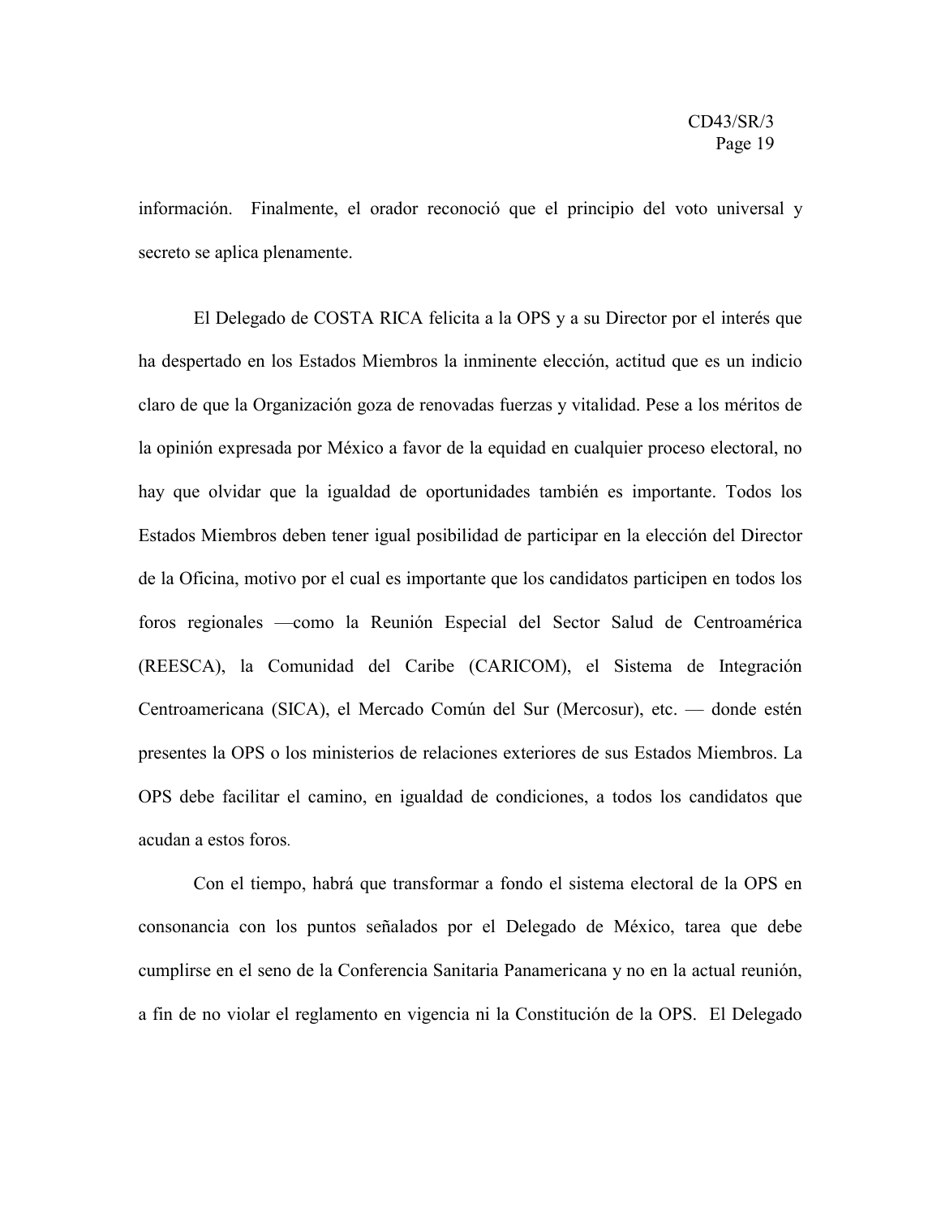información. Finalmente, el orador reconoció que el principio del voto universal y secreto se aplica plenamente.

El Delegado de COSTA RICA felicita a la OPS y a su Director por el interés que ha despertado en los Estados Miembros la inminente elección, actitud que es un indicio claro de que la Organización goza de renovadas fuerzas y vitalidad. Pese a los méritos de la opinión expresada por México a favor de la equidad en cualquier proceso electoral, no hay que olvidar que la igualdad de oportunidades también es importante. Todos los Estados Miembros deben tener igual posibilidad de participar en la elección del Director de la Oficina, motivo por el cual es importante que los candidatos participen en todos los foros regionales —como la Reunión Especial del Sector Salud de Centroamérica (REESCA), la Comunidad del Caribe (CARICOM), el Sistema de Integración Centroamericana (SICA), el Mercado Común del Sur (Mercosur), etc. — donde estén presentes la OPS o los ministerios de relaciones exteriores de sus Estados Miembros. La OPS debe facilitar el camino, en igualdad de condiciones, a todos los candidatos que acudan a estos foros.

Con el tiempo, habrá que transformar a fondo el sistema electoral de la OPS en consonancia con los puntos señalados por el Delegado de México, tarea que debe cumplirse en el seno de la Conferencia Sanitaria Panamericana y no en la actual reunión, a fin de no violar el reglamento en vigencia ni la Constitución de la OPS. El Delegado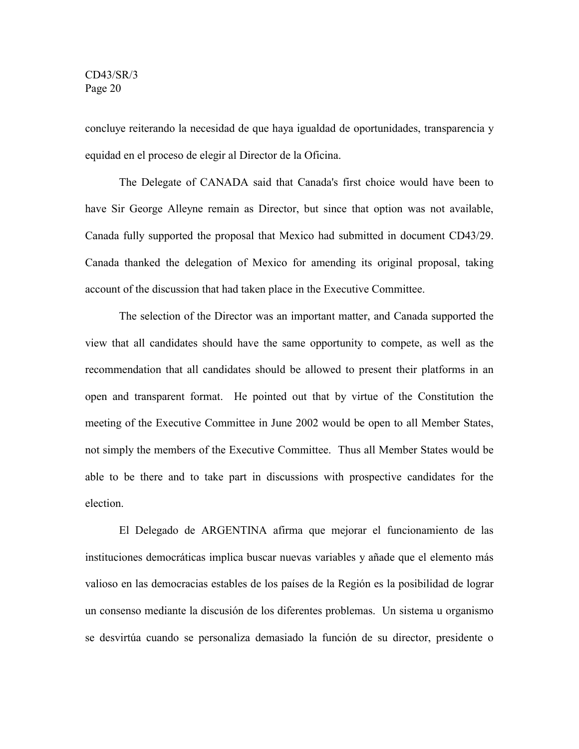concluye reiterando la necesidad de que haya igualdad de oportunidades, transparencia y equidad en el proceso de elegir al Director de la Oficina.

The Delegate of CANADA said that Canada's first choice would have been to have Sir George Alleyne remain as Director, but since that option was not available, Canada fully supported the proposal that Mexico had submitted in document CD43/29. Canada thanked the delegation of Mexico for amending its original proposal, taking account of the discussion that had taken place in the Executive Committee.

The selection of the Director was an important matter, and Canada supported the view that all candidates should have the same opportunity to compete, as well as the recommendation that all candidates should be allowed to present their platforms in an open and transparent format. He pointed out that by virtue of the Constitution the meeting of the Executive Committee in June 2002 would be open to all Member States, not simply the members of the Executive Committee. Thus all Member States would be able to be there and to take part in discussions with prospective candidates for the election.

El Delegado de ARGENTINA afirma que mejorar el funcionamiento de las instituciones democráticas implica buscar nuevas variables y añade que el elemento más valioso en las democracias estables de los países de la Región es la posibilidad de lograr un consenso mediante la discusión de los diferentes problemas. Un sistema u organismo se desvirtúa cuando se personaliza demasiado la función de su director, presidente o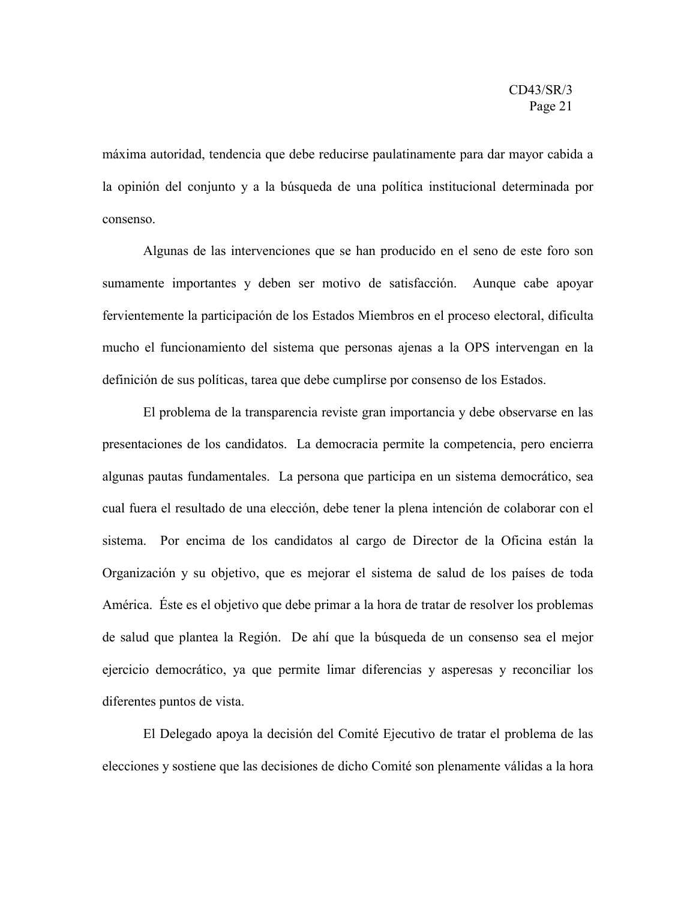máxima autoridad, tendencia que debe reducirse paulatinamente para dar mayor cabida a la opinión del conjunto y a la búsqueda de una política institucional determinada por consenso.

Algunas de las intervenciones que se han producido en el seno de este foro son sumamente importantes y deben ser motivo de satisfacción. Aunque cabe apoyar fervientemente la participación de los Estados Miembros en el proceso electoral, dificulta mucho el funcionamiento del sistema que personas ajenas a la OPS intervengan en la definición de sus políticas, tarea que debe cumplirse por consenso de los Estados.

El problema de la transparencia reviste gran importancia y debe observarse en las presentaciones de los candidatos. La democracia permite la competencia, pero encierra algunas pautas fundamentales. La persona que participa en un sistema democrático, sea cual fuera el resultado de una elección, debe tener la plena intención de colaborar con el sistema. Por encima de los candidatos al cargo de Director de la Oficina están la Organización y su objetivo, que es mejorar el sistema de salud de los países de toda América. Éste es el objetivo que debe primar a la hora de tratar de resolver los problemas de salud que plantea la Región. De ahí que la búsqueda de un consenso sea el mejor ejercicio democrático, ya que permite limar diferencias y asperesas y reconciliar los diferentes puntos de vista.

El Delegado apoya la decisión del Comité Ejecutivo de tratar el problema de las elecciones y sostiene que las decisiones de dicho Comité son plenamente válidas a la hora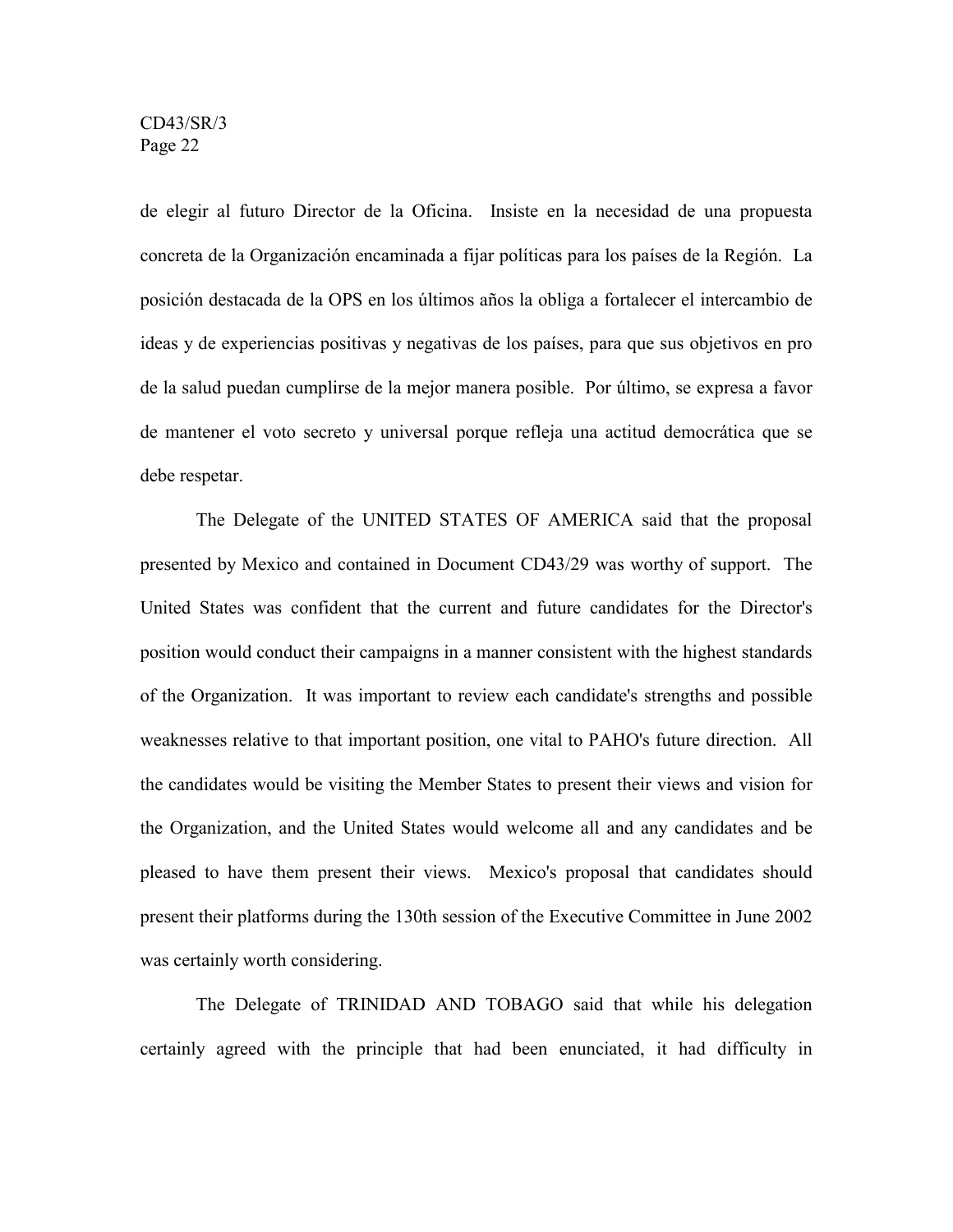de elegir al futuro Director de la Oficina. Insiste en la necesidad de una propuesta concreta de la Organización encaminada a fijar políticas para los países de la Región. La posición destacada de la OPS en los últimos años la obliga a fortalecer el intercambio de ideas y de experiencias positivas y negativas de los países, para que sus objetivos en pro de la salud puedan cumplirse de la mejor manera posible. Por último, se expresa a favor de mantener el voto secreto y universal porque refleja una actitud democrática que se debe respetar.

The Delegate of the UNITED STATES OF AMERICA said that the proposal presented by Mexico and contained in Document CD43/29 was worthy of support. The United States was confident that the current and future candidates for the Director's position would conduct their campaigns in a manner consistent with the highest standards of the Organization. It was important to review each candidate's strengths and possible weaknesses relative to that important position, one vital to PAHO's future direction. All the candidates would be visiting the Member States to present their views and vision for the Organization, and the United States would welcome all and any candidates and be pleased to have them present their views. Mexico's proposal that candidates should present their platforms during the 130th session of the Executive Committee in June 2002 was certainly worth considering.

The Delegate of TRINIDAD AND TOBAGO said that while his delegation certainly agreed with the principle that had been enunciated, it had difficulty in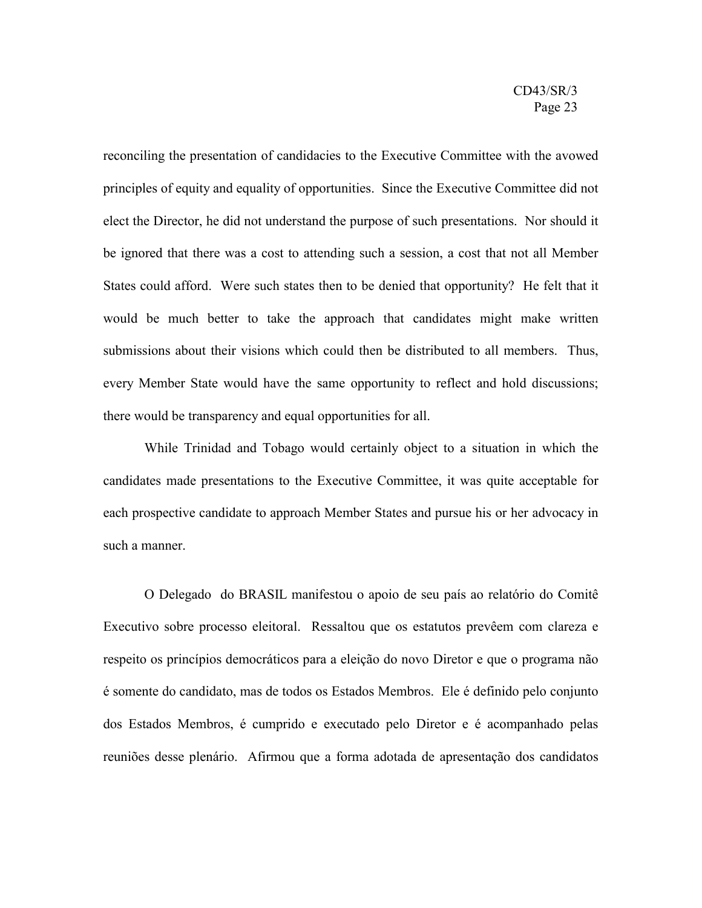reconciling the presentation of candidacies to the Executive Committee with the avowed principles of equity and equality of opportunities. Since the Executive Committee did not elect the Director, he did not understand the purpose of such presentations. Nor should it be ignored that there was a cost to attending such a session, a cost that not all Member States could afford. Were such states then to be denied that opportunity? He felt that it would be much better to take the approach that candidates might make written submissions about their visions which could then be distributed to all members. Thus, every Member State would have the same opportunity to reflect and hold discussions; there would be transparency and equal opportunities for all.

While Trinidad and Tobago would certainly object to a situation in which the candidates made presentations to the Executive Committee, it was quite acceptable for each prospective candidate to approach Member States and pursue his or her advocacy in such a manner.

O Delegado do BRASIL manifestou o apoio de seu país ao relatório do Comitê Executivo sobre processo eleitoral. Ressaltou que os estatutos prevêem com clareza e respeito os princípios democráticos para a eleição do novo Diretor e que o programa não é somente do candidato, mas de todos os Estados Membros. Ele é definido pelo conjunto dos Estados Membros, é cumprido e executado pelo Diretor e é acompanhado pelas reuniões desse plenário. Afirmou que a forma adotada de apresentação dos candidatos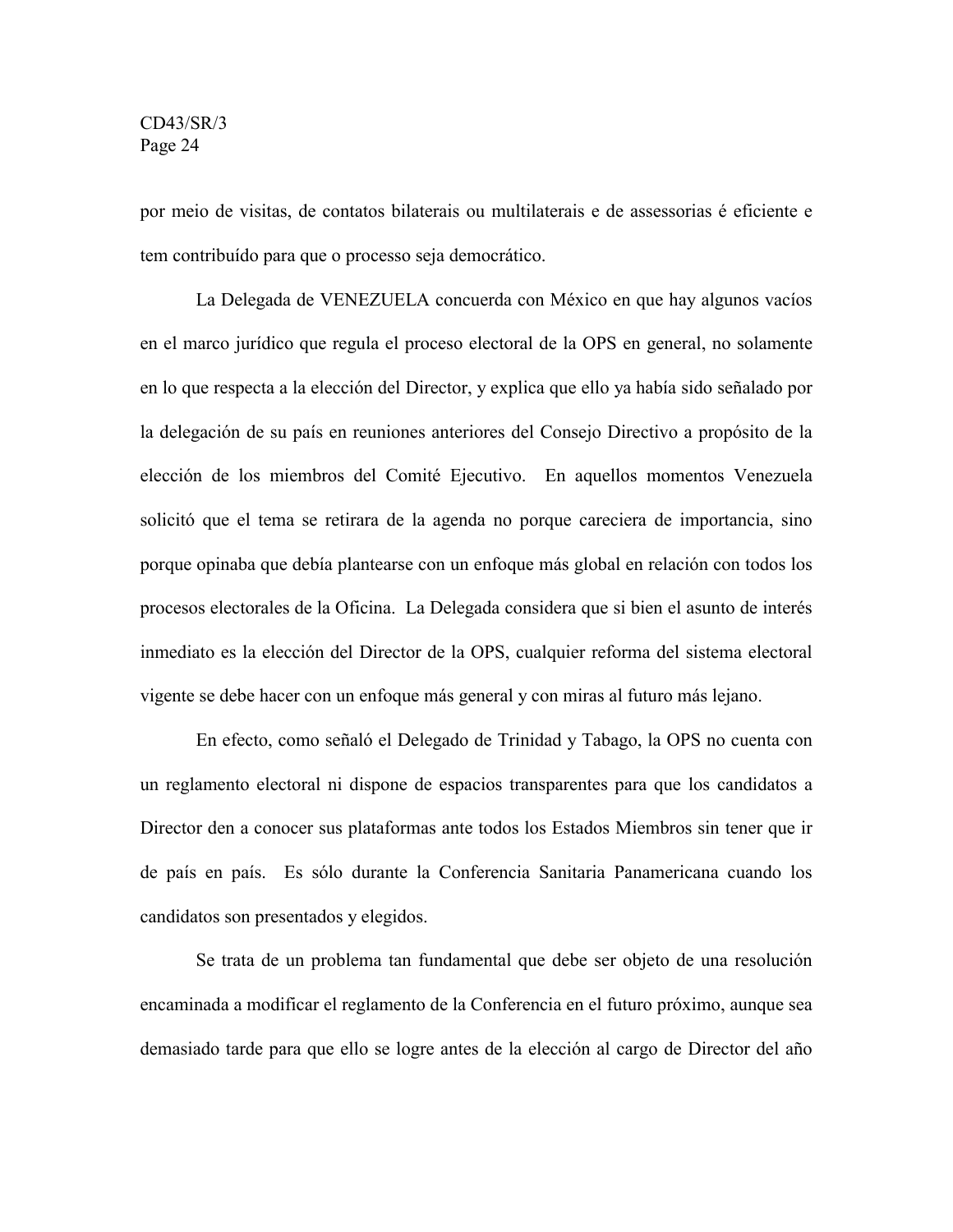por meio de visitas, de contatos bilaterais ou multilaterais e de assessorias é eficiente e tem contribuído para que o processo seja democrático.

La Delegada de VENEZUELA concuerda con México en que hay algunos vacíos en el marco jurídico que regula el proceso electoral de la OPS en general, no solamente en lo que respecta a la elección del Director, y explica que ello ya había sido señalado por la delegación de su país en reuniones anteriores del Consejo Directivo a propósito de la elección de los miembros del Comité Ejecutivo. En aquellos momentos Venezuela solicitó que el tema se retirara de la agenda no porque careciera de importancia, sino porque opinaba que debía plantearse con un enfoque más global en relación con todos los procesos electorales de la Oficina. La Delegada considera que si bien el asunto de interés inmediato es la elección del Director de la OPS, cualquier reforma del sistema electoral vigente se debe hacer con un enfoque más general y con miras al futuro más lejano.

En efecto, como señaló el Delegado de Trinidad y Tabago, la OPS no cuenta con un reglamento electoral ni dispone de espacios transparentes para que los candidatos a Director den a conocer sus plataformas ante todos los Estados Miembros sin tener que ir de país en país. Es sólo durante la Conferencia Sanitaria Panamericana cuando los candidatos son presentados y elegidos.

Se trata de un problema tan fundamental que debe ser objeto de una resolución encaminada a modificar el reglamento de la Conferencia en el futuro próximo, aunque sea demasiado tarde para que ello se logre antes de la elección al cargo de Director del año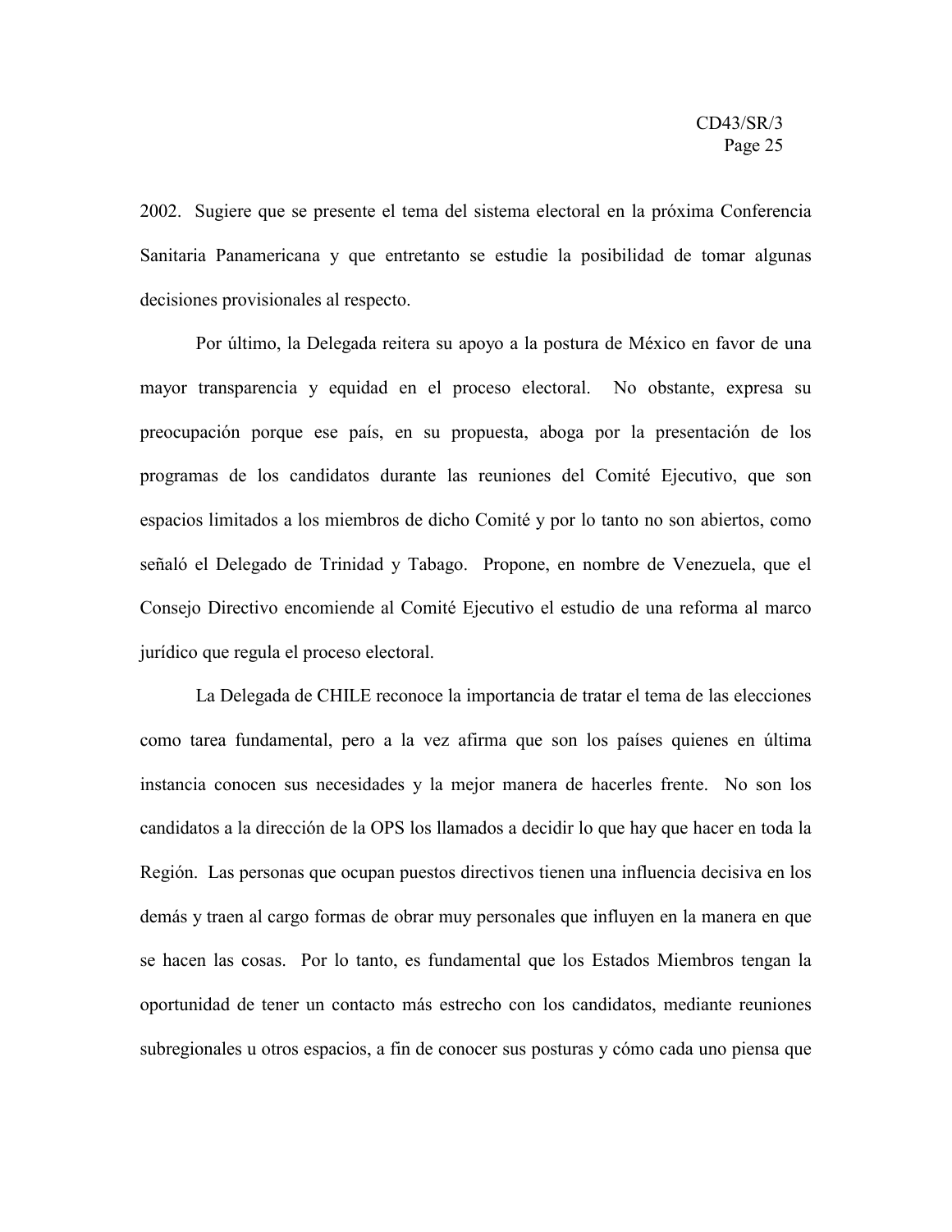2002. Sugiere que se presente el tema del sistema electoral en la próxima Conferencia Sanitaria Panamericana y que entretanto se estudie la posibilidad de tomar algunas decisiones provisionales al respecto.

Por último, la Delegada reitera su apoyo a la postura de México en favor de una mayor transparencia y equidad en el proceso electoral. No obstante, expresa su preocupación porque ese país, en su propuesta, aboga por la presentación de los programas de los candidatos durante las reuniones del Comité Ejecutivo, que son espacios limitados a los miembros de dicho Comité y por lo tanto no son abiertos, como señaló el Delegado de Trinidad y Tabago. Propone, en nombre de Venezuela, que el Consejo Directivo encomiende al Comité Ejecutivo el estudio de una reforma al marco jurídico que regula el proceso electoral.

La Delegada de CHILE reconoce la importancia de tratar el tema de las elecciones como tarea fundamental, pero a la vez afirma que son los países quienes en última instancia conocen sus necesidades y la mejor manera de hacerles frente. No son los candidatos a la dirección de la OPS los llamados a decidir lo que hay que hacer en toda la Región. Las personas que ocupan puestos directivos tienen una influencia decisiva en los demás y traen al cargo formas de obrar muy personales que influyen en la manera en que se hacen las cosas. Por lo tanto, es fundamental que los Estados Miembros tengan la oportunidad de tener un contacto más estrecho con los candidatos, mediante reuniones subregionales u otros espacios, a fin de conocer sus posturas y cómo cada uno piensa que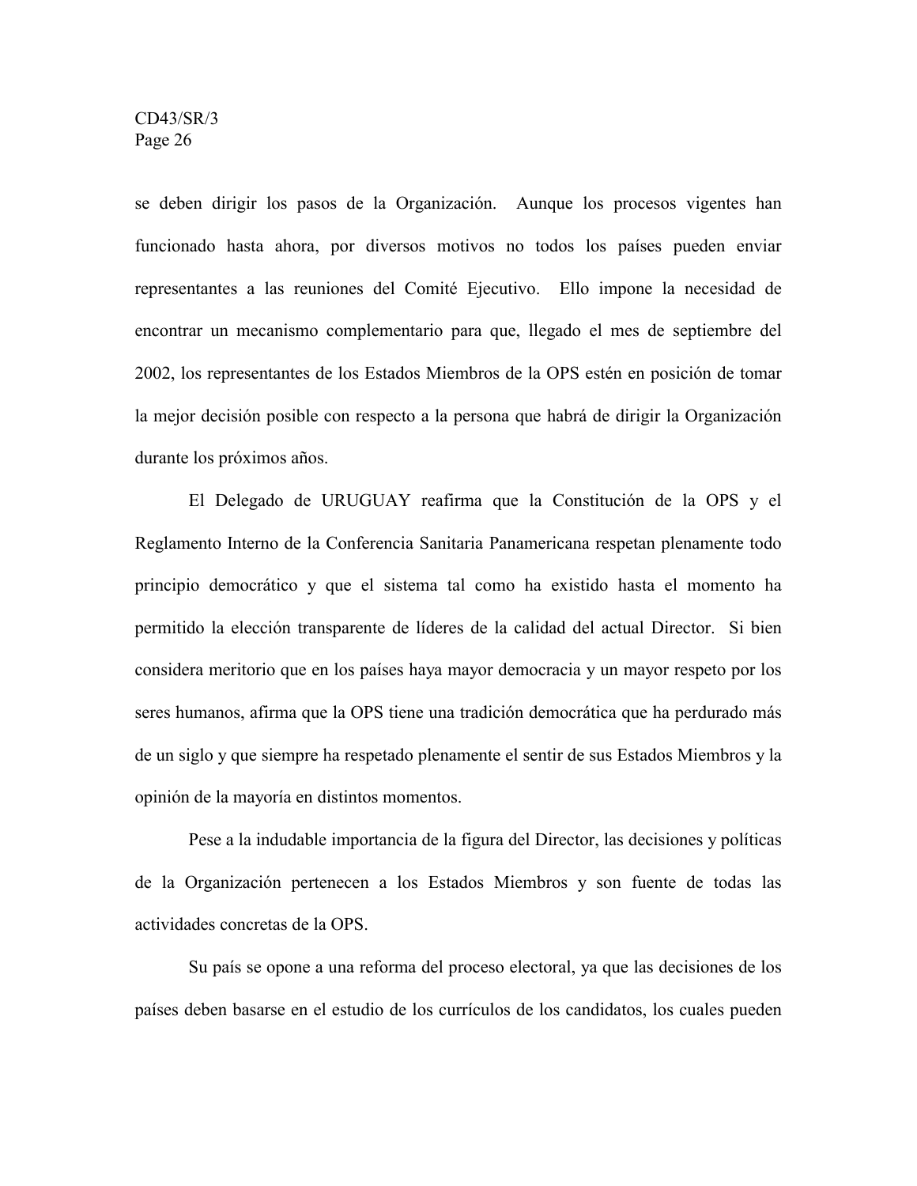se deben dirigir los pasos de la Organización. Aunque los procesos vigentes han funcionado hasta ahora, por diversos motivos no todos los países pueden enviar representantes a las reuniones del Comité Ejecutivo. Ello impone la necesidad de encontrar un mecanismo complementario para que, llegado el mes de septiembre del 2002, los representantes de los Estados Miembros de la OPS estén en posición de tomar la mejor decisión posible con respecto a la persona que habrá de dirigir la Organización durante los próximos años.

El Delegado de URUGUAY reafirma que la Constitución de la OPS y el Reglamento Interno de la Conferencia Sanitaria Panamericana respetan plenamente todo principio democrático y que el sistema tal como ha existido hasta el momento ha permitido la elección transparente de líderes de la calidad del actual Director. Si bien considera meritorio que en los países haya mayor democracia y un mayor respeto por los seres humanos, afirma que la OPS tiene una tradición democrática que ha perdurado más de un siglo y que siempre ha respetado plenamente el sentir de sus Estados Miembros y la opinión de la mayoría en distintos momentos.

Pese a la indudable importancia de la figura del Director, las decisiones y políticas de la Organización pertenecen a los Estados Miembros y son fuente de todas las actividades concretas de la OPS.

Su país se opone a una reforma del proceso electoral, ya que las decisiones de los países deben basarse en el estudio de los currículos de los candidatos, los cuales pueden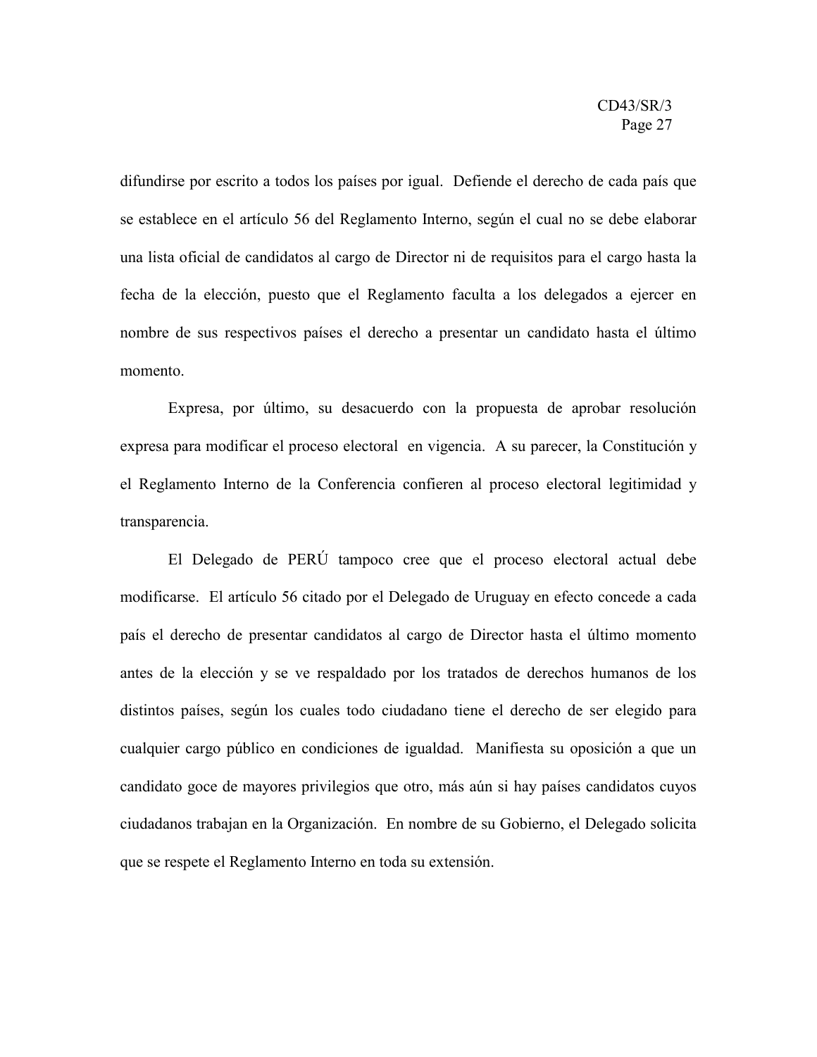difundirse por escrito a todos los países por igual. Defiende el derecho de cada país que se establece en el artículo 56 del Reglamento Interno, según el cual no se debe elaborar una lista oficial de candidatos al cargo de Director ni de requisitos para el cargo hasta la fecha de la elección, puesto que el Reglamento faculta a los delegados a ejercer en nombre de sus respectivos países el derecho a presentar un candidato hasta el último momento.

Expresa, por último, su desacuerdo con la propuesta de aprobar resolución expresa para modificar el proceso electoral en vigencia. A su parecer, la Constitución y el Reglamento Interno de la Conferencia confieren al proceso electoral legitimidad y transparencia.

El Delegado de PERÚ tampoco cree que el proceso electoral actual debe modificarse. El artículo 56 citado por el Delegado de Uruguay en efecto concede a cada país el derecho de presentar candidatos al cargo de Director hasta el último momento antes de la elección y se ve respaldado por los tratados de derechos humanos de los distintos países, según los cuales todo ciudadano tiene el derecho de ser elegido para cualquier cargo público en condiciones de igualdad. Manifiesta su oposición a que un candidato goce de mayores privilegios que otro, más aún si hay países candidatos cuyos ciudadanos trabajan en la Organización. En nombre de su Gobierno, el Delegado solicita que se respete el Reglamento Interno en toda su extensión.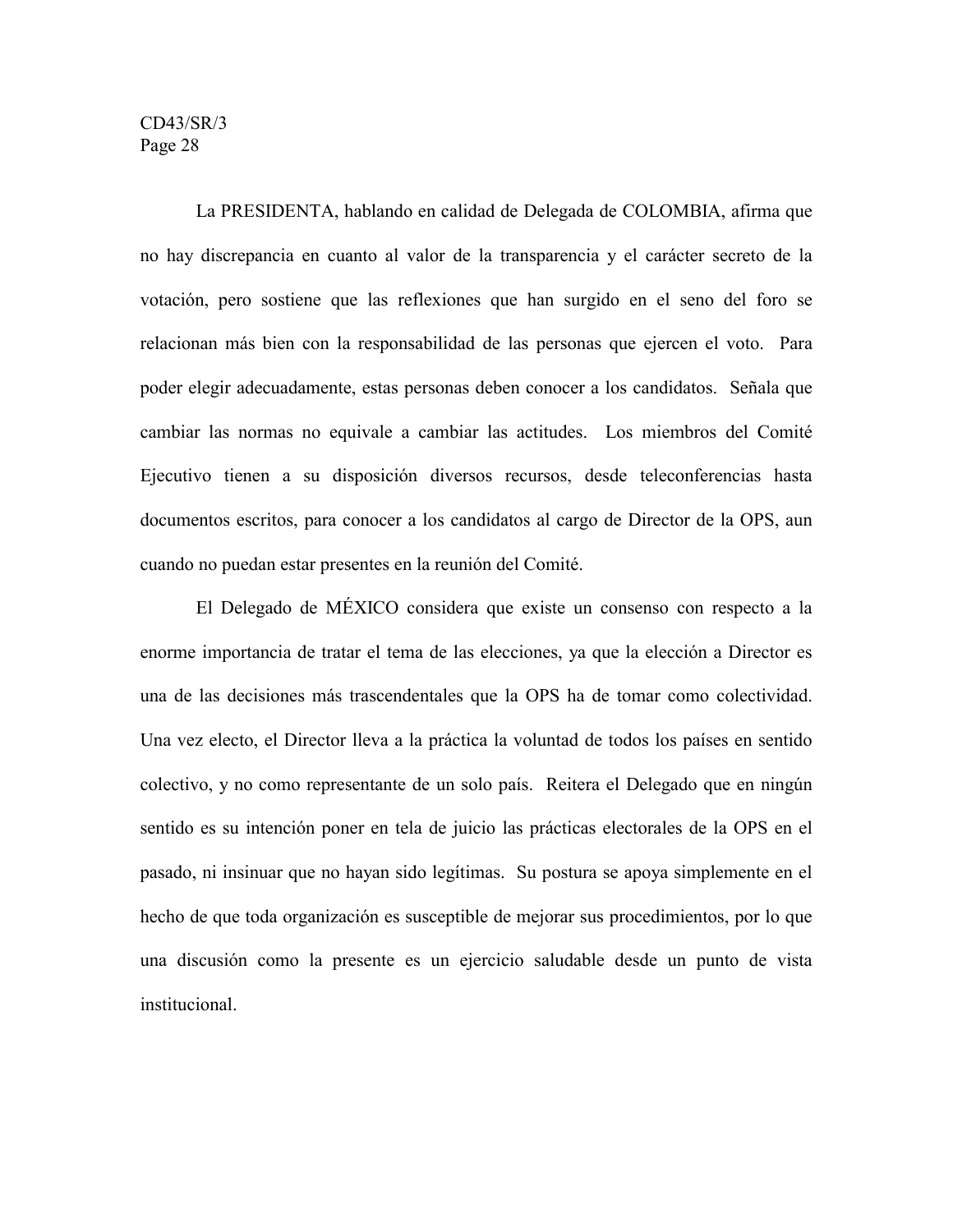La PRESIDENTA, hablando en calidad de Delegada de COLOMBIA, afirma que no hay discrepancia en cuanto al valor de la transparencia y el carácter secreto de la votación, pero sostiene que las reflexiones que han surgido en el seno del foro se relacionan más bien con la responsabilidad de las personas que ejercen el voto. Para poder elegir adecuadamente, estas personas deben conocer a los candidatos. Señala que cambiar las normas no equivale a cambiar las actitudes. Los miembros del Comité Ejecutivo tienen a su disposición diversos recursos, desde teleconferencias hasta documentos escritos, para conocer a los candidatos al cargo de Director de la OPS, aun cuando no puedan estar presentes en la reunión del Comité.

El Delegado de MÉXICO considera que existe un consenso con respecto a la enorme importancia de tratar el tema de las elecciones, ya que la elección a Director es una de las decisiones más trascendentales que la OPS ha de tomar como colectividad. Una vez electo, el Director lleva a la práctica la voluntad de todos los países en sentido colectivo, y no como representante de un solo país. Reitera el Delegado que en ningún sentido es su intención poner en tela de juicio las prácticas electorales de la OPS en el pasado, ni insinuar que no hayan sido legítimas. Su postura se apoya simplemente en el hecho de que toda organización es susceptible de mejorar sus procedimientos, por lo que una discusión como la presente es un ejercicio saludable desde un punto de vista institucional.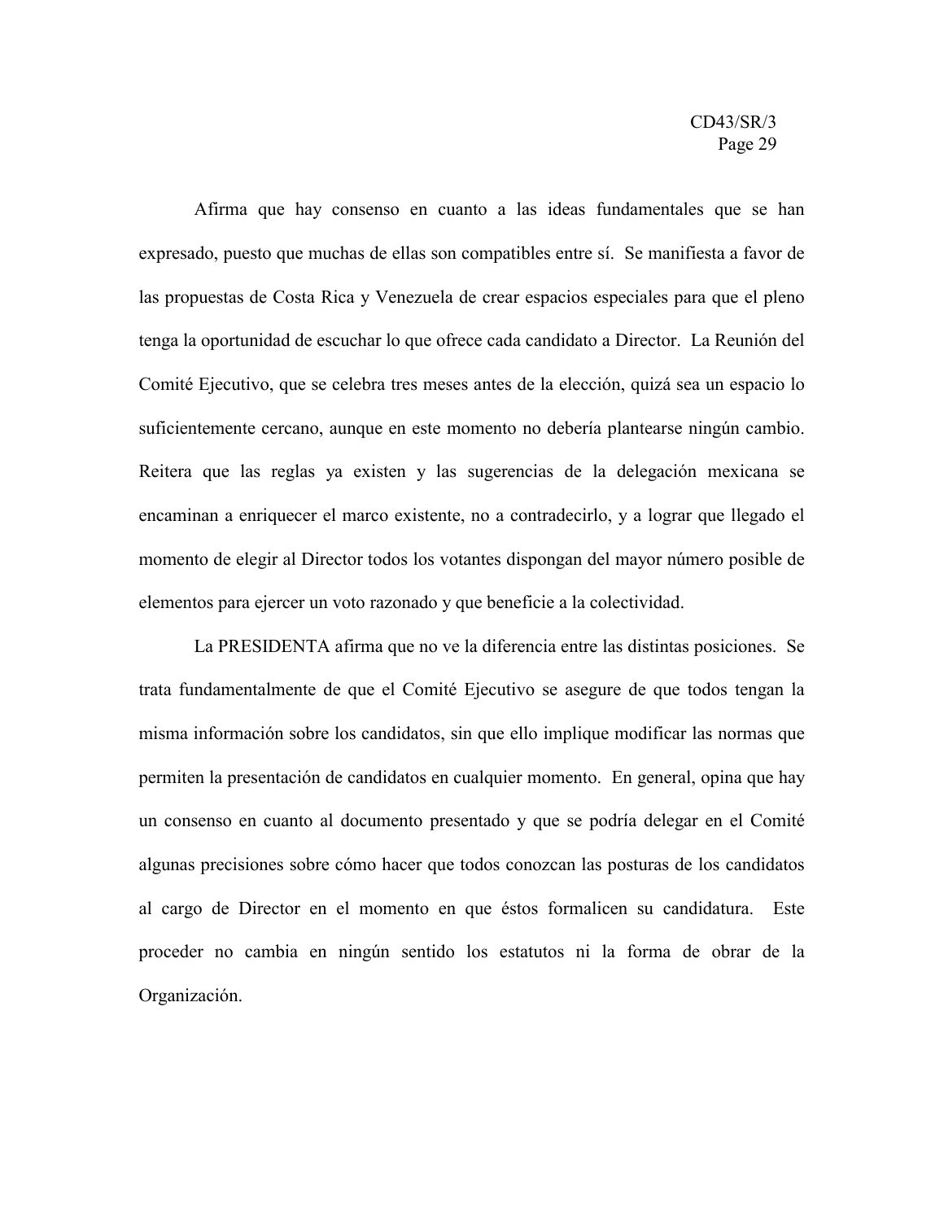Afirma que hay consenso en cuanto a las ideas fundamentales que se han expresado, puesto que muchas de ellas son compatibles entre sí. Se manifiesta a favor de las propuestas de Costa Rica y Venezuela de crear espacios especiales para que el pleno tenga la oportunidad de escuchar lo que ofrece cada candidato a Director. La Reunión del Comité Ejecutivo, que se celebra tres meses antes de la elección, quizá sea un espacio lo suficientemente cercano, aunque en este momento no debería plantearse ningún cambio. Reitera que las reglas ya existen y las sugerencias de la delegación mexicana se encaminan a enriquecer el marco existente, no a contradecirlo, y a lograr que llegado el momento de elegir al Director todos los votantes dispongan del mayor número posible de elementos para ejercer un voto razonado y que beneficie a la colectividad.

La PRESIDENTA afirma que no ve la diferencia entre las distintas posiciones. Se trata fundamentalmente de que el Comité Ejecutivo se asegure de que todos tengan la misma información sobre los candidatos, sin que ello implique modificar las normas que permiten la presentación de candidatos en cualquier momento. En general, opina que hay un consenso en cuanto al documento presentado y que se podría delegar en el Comité algunas precisiones sobre cómo hacer que todos conozcan las posturas de los candidatos al cargo de Director en el momento en que éstos formalicen su candidatura. Este proceder no cambia en ningún sentido los estatutos ni la forma de obrar de la Organización.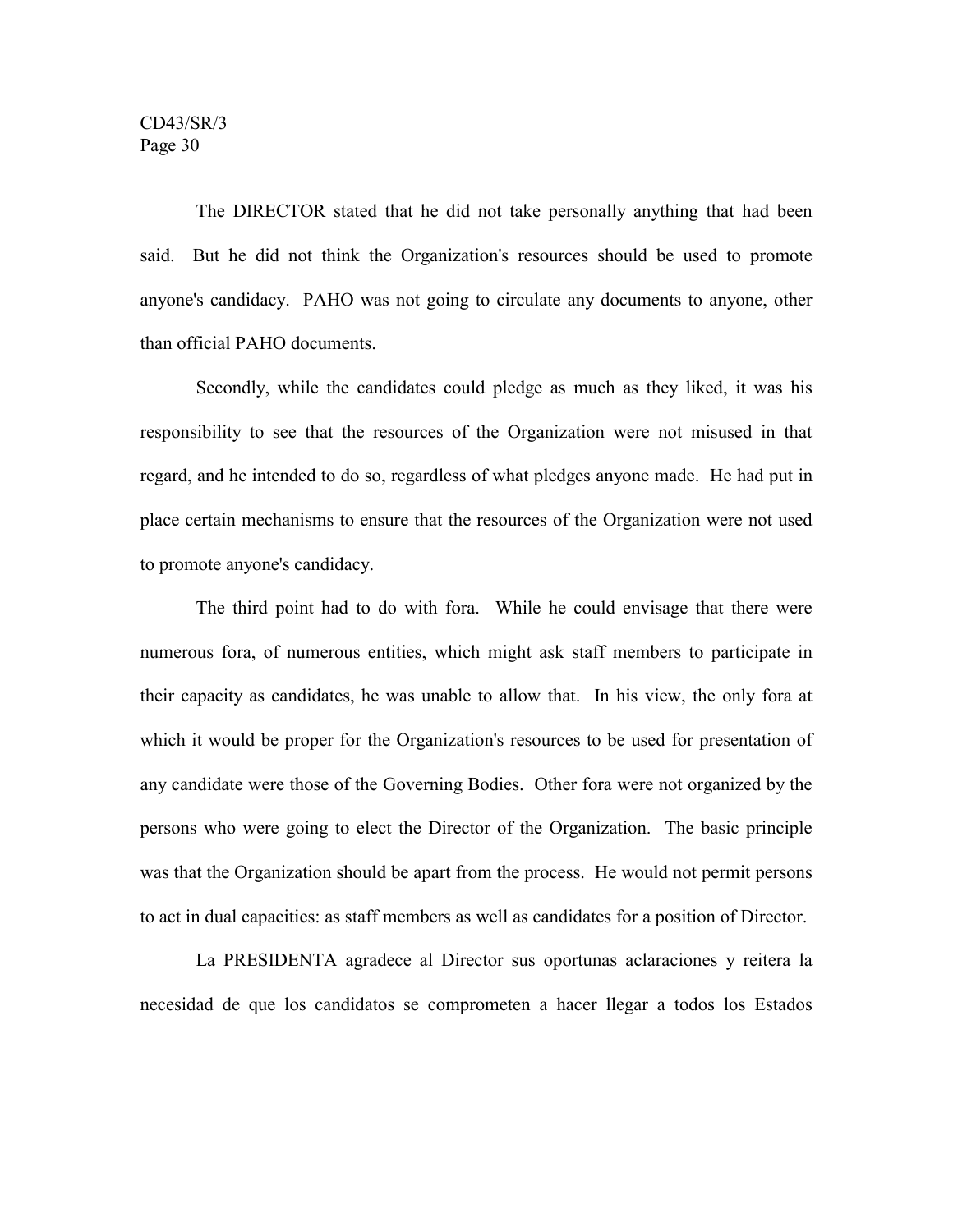The DIRECTOR stated that he did not take personally anything that had been said. But he did not think the Organization's resources should be used to promote anyone's candidacy. PAHO was not going to circulate any documents to anyone, other than official PAHO documents.

Secondly, while the candidates could pledge as much as they liked, it was his responsibility to see that the resources of the Organization were not misused in that regard, and he intended to do so, regardless of what pledges anyone made. He had put in place certain mechanisms to ensure that the resources of the Organization were not used to promote anyone's candidacy.

The third point had to do with fora. While he could envisage that there were numerous fora, of numerous entities, which might ask staff members to participate in their capacity as candidates, he was unable to allow that. In his view, the only fora at which it would be proper for the Organization's resources to be used for presentation of any candidate were those of the Governing Bodies. Other fora were not organized by the persons who were going to elect the Director of the Organization. The basic principle was that the Organization should be apart from the process. He would not permit persons to act in dual capacities: as staff members as well as candidates for a position of Director.

La PRESIDENTA agradece al Director sus oportunas aclaraciones y reitera la necesidad de que los candidatos se comprometen a hacer llegar a todos los Estados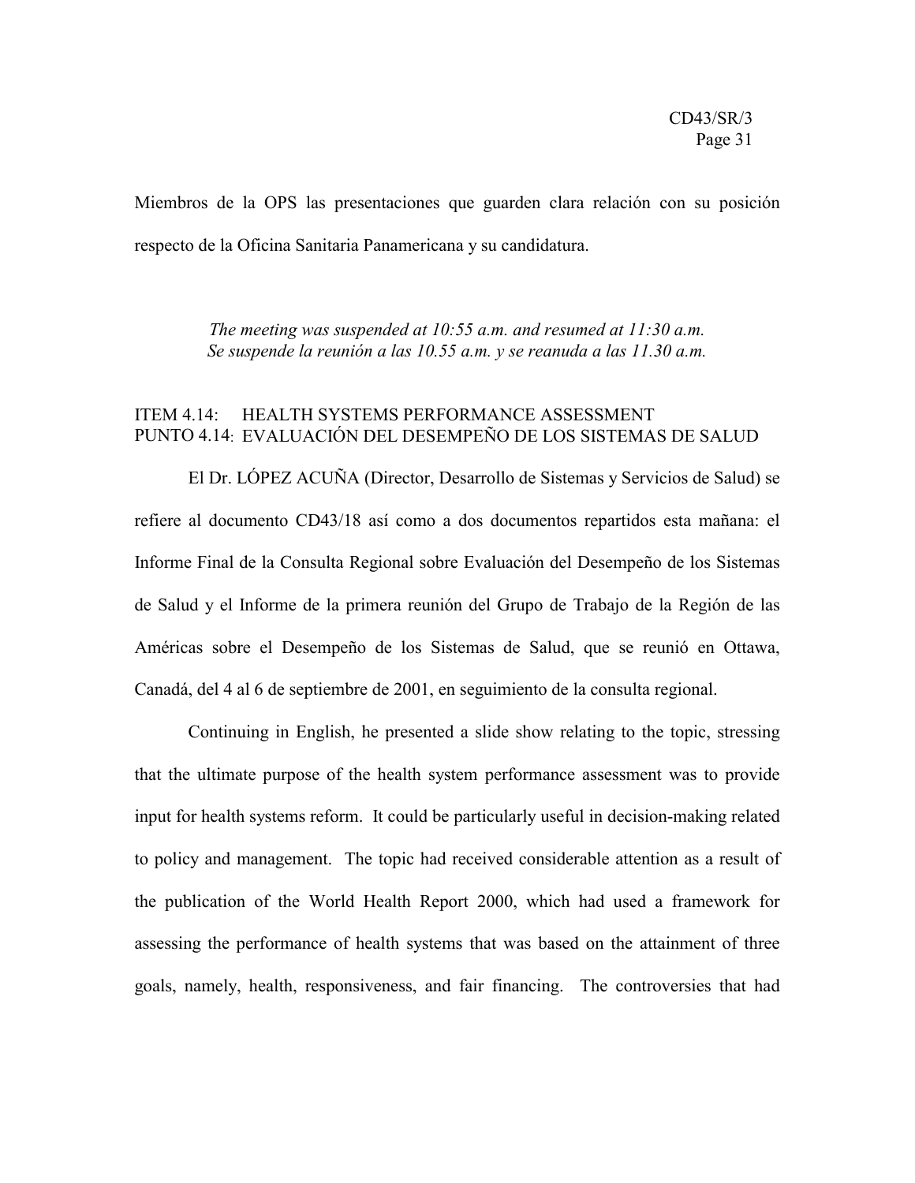Miembros de la OPS las presentaciones que guarden clara relación con su posición respecto de la Oficina Sanitaria Panamericana y su candidatura.

*The meeting was suspended at 10:55 a.m. and resumed at 11:30 a.m.*
*Se suspende la reunión a las 10.55 a.m. y se reanuda a las 11.30 a.m.*

## ITEM 4.14: HEALTH SYSTEMS PERFORMANCE ASSESSMENT
## PUNTO 4.14: EVALUACIÓN DEL DESEMPEÑO DE LOS SISTEMAS DE SALUD

El Dr. LÓPEZ ACUÑA (Director, Desarrollo de Sistemas y Servicios de Salud) se refiere al documento CD43/18 así como a dos documentos repartidos esta mañana: el Informe Final de la Consulta Regional sobre Evaluación del Desempeño de los Sistemas de Salud y el Informe de la primera reunión del Grupo de Trabajo de la Región de las Américas sobre el Desempeño de los Sistemas de Salud, que se reunió en Ottawa, Canadá, del 4 al 6 de septiembre de 2001, en seguimiento de la consulta regional.

Continuing in English, he presented a slide show relating to the topic, stressing that the ultimate purpose of the health system performance assessment was to provide input for health systems reform. It could be particularly useful in decision-making related to policy and management. The topic had received considerable attention as a result of the publication of the World Health Report 2000, which had used a framework for assessing the performance of health systems that was based on the attainment of three goals, namely, health, responsiveness, and fair financing. The controversies that had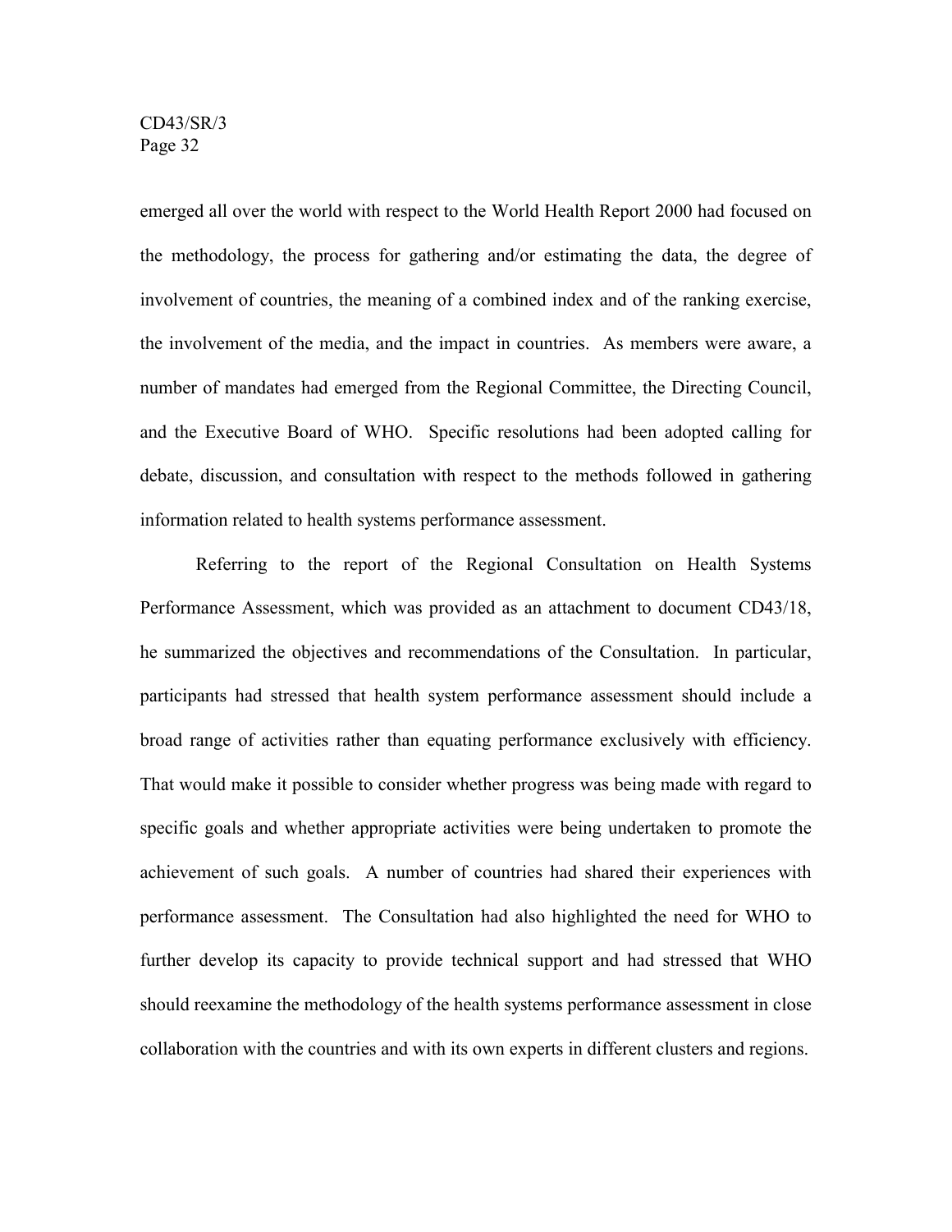emerged all over the world with respect to the World Health Report 2000 had focused on the methodology, the process for gathering and/or estimating the data, the degree of involvement of countries, the meaning of a combined index and of the ranking exercise, the involvement of the media, and the impact in countries. As members were aware, a number of mandates had emerged from the Regional Committee, the Directing Council, and the Executive Board of WHO. Specific resolutions had been adopted calling for debate, discussion, and consultation with respect to the methods followed in gathering information related to health systems performance assessment.

Referring to the report of the Regional Consultation on Health Systems Performance Assessment, which was provided as an attachment to document CD43/18, he summarized the objectives and recommendations of the Consultation. In particular, participants had stressed that health system performance assessment should include a broad range of activities rather than equating performance exclusively with efficiency. That would make it possible to consider whether progress was being made with regard to specific goals and whether appropriate activities were being undertaken to promote the achievement of such goals. A number of countries had shared their experiences with performance assessment. The Consultation had also highlighted the need for WHO to further develop its capacity to provide technical support and had stressed that WHO should reexamine the methodology of the health systems performance assessment in close collaboration with the countries and with its own experts in different clusters and regions.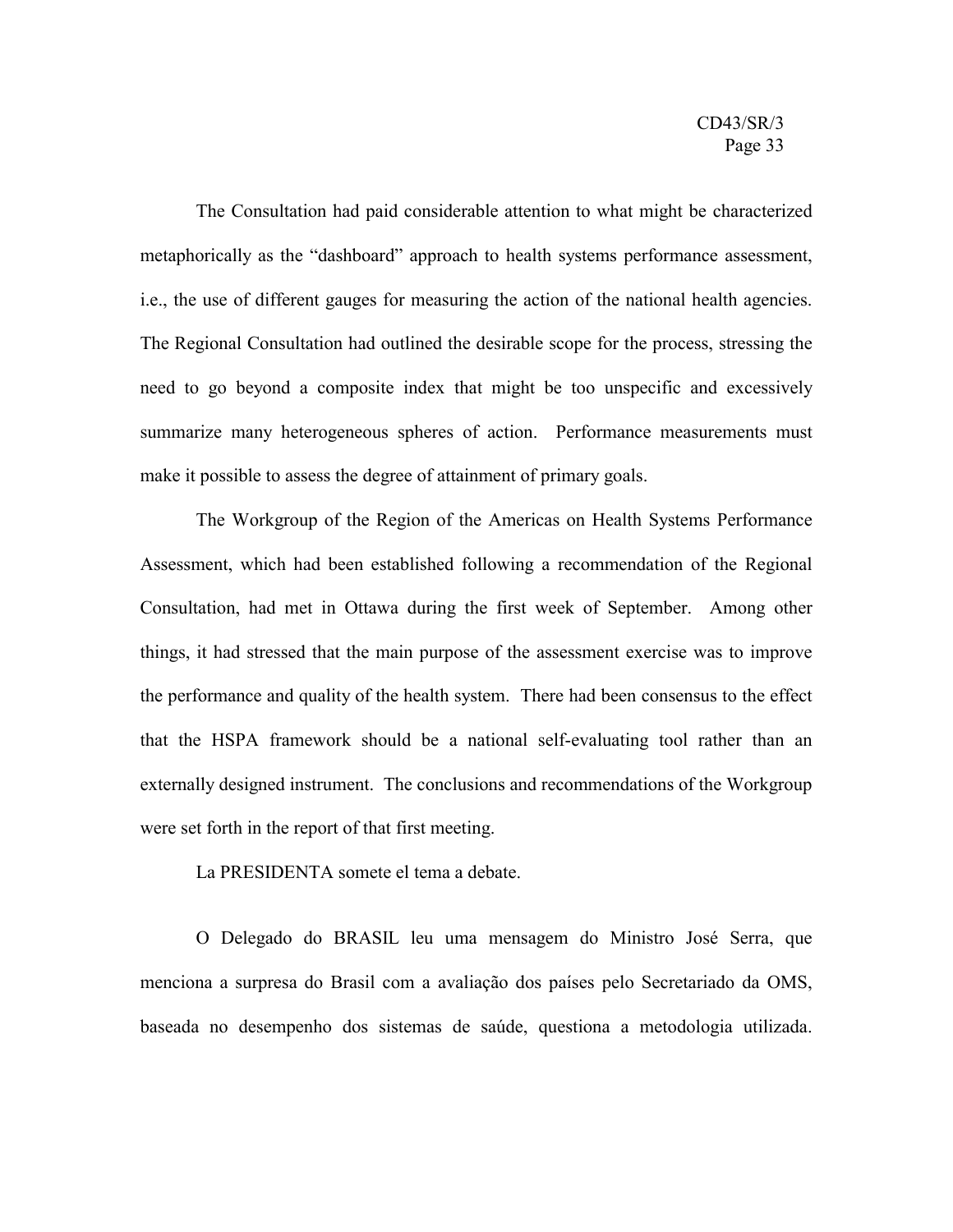The Consultation had paid considerable attention to what might be characterized metaphorically as the "dashboard" approach to health systems performance assessment, i.e., the use of different gauges for measuring the action of the national health agencies. The Regional Consultation had outlined the desirable scope for the process, stressing the need to go beyond a composite index that might be too unspecific and excessively summarize many heterogeneous spheres of action. Performance measurements must make it possible to assess the degree of attainment of primary goals.

The Workgroup of the Region of the Americas on Health Systems Performance Assessment, which had been established following a recommendation of the Regional Consultation, had met in Ottawa during the first week of September. Among other things, it had stressed that the main purpose of the assessment exercise was to improve the performance and quality of the health system. There had been consensus to the effect that the HSPA framework should be a national self-evaluating tool rather than an externally designed instrument. The conclusions and recommendations of the Workgroup were set forth in the report of that first meeting.

La PRESIDENTA somete el tema a debate.

O Delegado do BRASIL leu uma mensagem do Ministro José Serra, que menciona a surpresa do Brasil com a avaliação dos países pelo Secretariado da OMS, baseada no desempenho dos sistemas de saúde, questiona a metodologia utilizada.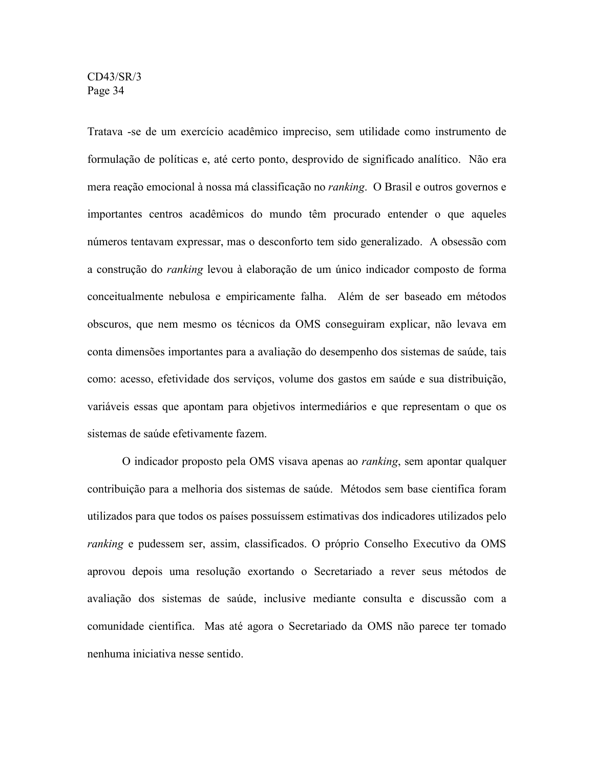Tratava -se de um exercício acadêmico impreciso, sem utilidade como instrumento de formulação de políticas e, até certo ponto, desprovido de significado analítico. Não era mera reação emocional à nossa má classificação no *ranking*. O Brasil e outros governos e importantes centros acadêmicos do mundo têm procurado entender o que aqueles números tentavam expressar, mas o desconforto tem sido generalizado. A obsessão com a construção do *ranking* levou à elaboração de um único indicador composto de forma conceitualmente nebulosa e empiricamente falha. Além de ser baseado em métodos obscuros, que nem mesmo os técnicos da OMS conseguiram explicar, não levava em conta dimensões importantes para a avaliação do desempenho dos sistemas de saúde, tais como: acesso, efetividade dos serviços, volume dos gastos em saúde e sua distribuição, variáveis essas que apontam para objetivos intermediários e que representam o que os sistemas de saúde efetivamente fazem.

O indicador proposto pela OMS visava apenas ao *ranking*, sem apontar qualquer contribuição para a melhoria dos sistemas de saúde. Métodos sem base cientifica foram utilizados para que todos os países possuíssem estimativas dos indicadores utilizados pelo *ranking* e pudessem ser, assim, classificados. O próprio Conselho Executivo da OMS aprovou depois uma resolução exortando o Secretariado a rever seus métodos de avaliação dos sistemas de saúde, inclusive mediante consulta e discussão com a comunidade cientifica. Mas até agora o Secretariado da OMS não parece ter tomado nenhuma iniciativa nesse sentido.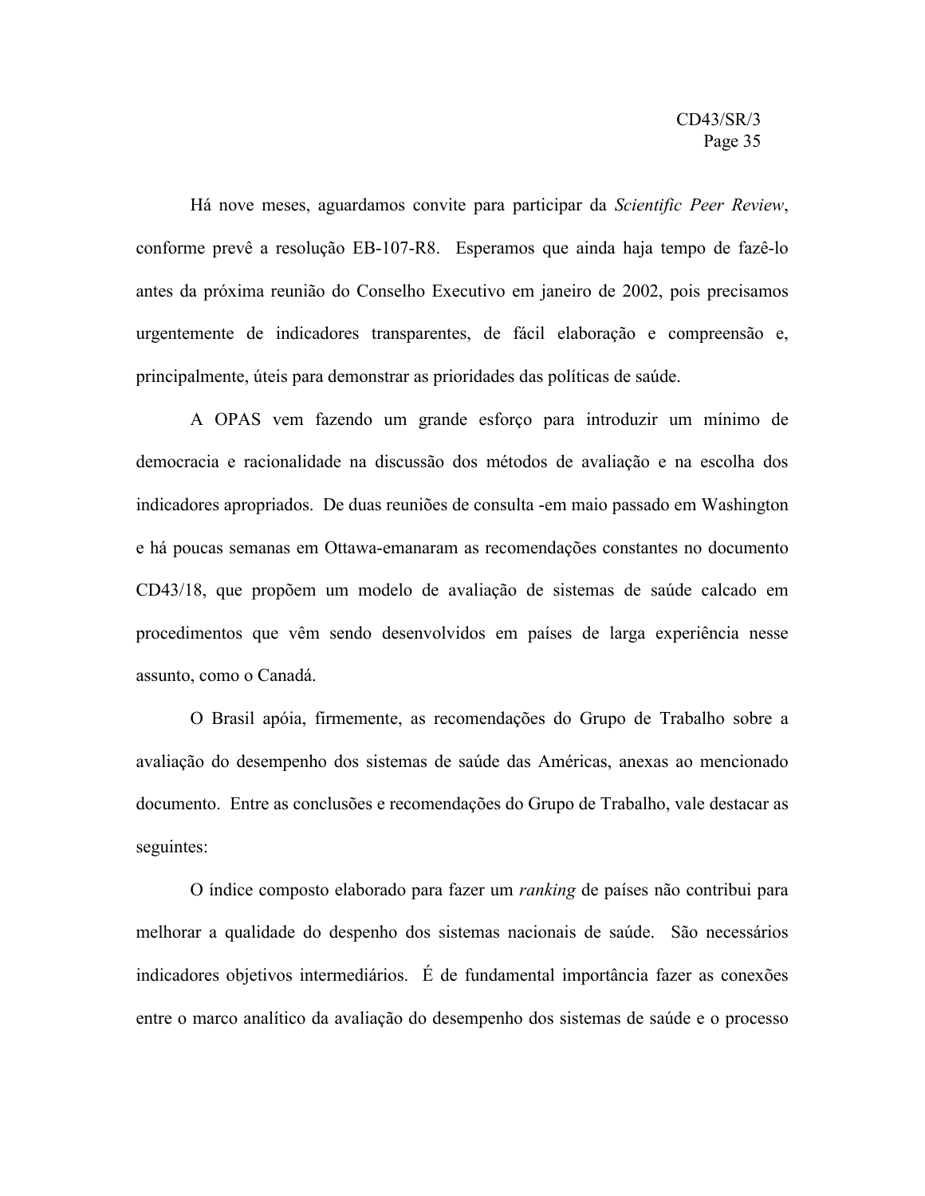Há nove meses, aguardamos convite para participar da *Scientific Peer Review*, conforme prevê a resolução EB-107-R8. Esperamos que ainda haja tempo de fazê-lo antes da próxima reunião do Conselho Executivo em janeiro de 2002, pois precisamos urgentemente de indicadores transparentes, de fácil elaboração e compreensão e, principalmente, úteis para demonstrar as prioridades das políticas de saúde.

A OPAS vem fazendo um grande esforço para introduzir um mínimo de democracia e racionalidade na discussão dos métodos de avaliação e na escolha dos indicadores apropriados. De duas reuniões de consulta -em maio passado em Washington e há poucas semanas em Ottawa-emanaram as recomendações constantes no documento CD43/18, que propõem um modelo de avaliação de sistemas de saúde calcado em procedimentos que vêm sendo desenvolvidos em países de larga experiência nesse assunto, como o Canadá.

O Brasil apóia, firmemente, as recomendações do Grupo de Trabalho sobre a avaliação do desempenho dos sistemas de saúde das Américas, anexas ao mencionado documento. Entre as conclusões e recomendações do Grupo de Trabalho, vale destacar as seguintes:

O índice composto elaborado para fazer um *ranking* de países não contribui para melhorar a qualidade do despenho dos sistemas nacionais de saúde. São necessários indicadores objetivos intermediários. É de fundamental importância fazer as conexões entre o marco analítico da avaliação do desempenho dos sistemas de saúde e o processo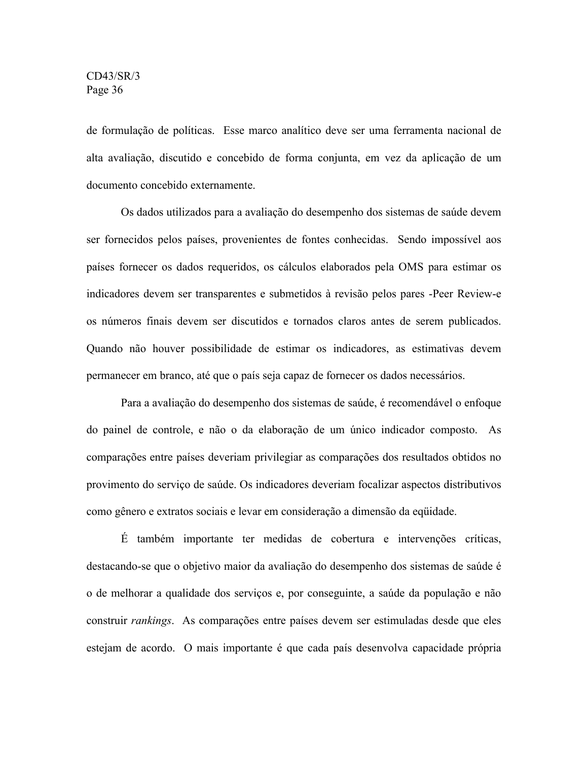de formulação de políticas. Esse marco analítico deve ser uma ferramenta nacional de alta avaliação, discutido e concebido de forma conjunta, em vez da aplicação de um documento concebido externamente.

Os dados utilizados para a avaliação do desempenho dos sistemas de saúde devem ser fornecidos pelos países, provenientes de fontes conhecidas. Sendo impossível aos países fornecer os dados requeridos, os cálculos elaborados pela OMS para estimar os indicadores devem ser transparentes e submetidos à revisão pelos pares -Peer Review-e os números finais devem ser discutidos e tornados claros antes de serem publicados. Quando não houver possibilidade de estimar os indicadores, as estimativas devem permanecer em branco, até que o país seja capaz de fornecer os dados necessários.

Para a avaliação do desempenho dos sistemas de saúde, é recomendável o enfoque do painel de controle, e não o da elaboração de um único indicador composto. As comparações entre países deveriam privilegiar as comparações dos resultados obtidos no provimento do serviço de saúde. Os indicadores deveriam focalizar aspectos distributivos como gênero e extratos sociais e levar em consideração a dimensão da eqüidade.

É também importante ter medidas de cobertura e intervenções críticas, destacando-se que o objetivo maior da avaliação do desempenho dos sistemas de saúde é o de melhorar a qualidade dos serviços e, por conseguinte, a saúde da população e não construir *rankings*. As comparações entre países devem ser estimuladas desde que eles estejam de acordo. O mais importante é que cada país desenvolva capacidade própria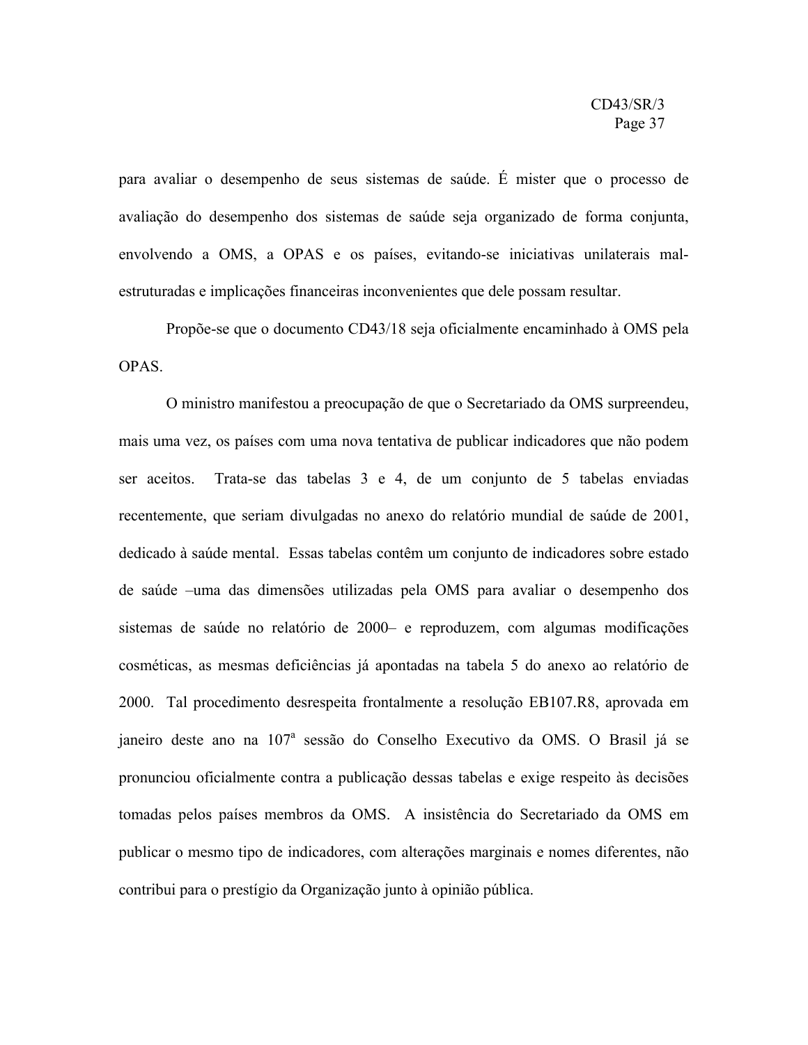para avaliar o desempenho de seus sistemas de saúde. É mister que o processo de avaliação do desempenho dos sistemas de saúde seja organizado de forma conjunta, envolvendo a OMS, a OPAS e os países, evitando-se iniciativas unilaterais mal-estruturadas e implicações financeiras inconvenientes que dele possam resultar.

Propõe-se que o documento CD43/18 seja oficialmente encaminhado à OMS pela OPAS.

O ministro manifestou a preocupação de que o Secretariado da OMS surpreendeu, mais uma vez, os países com uma nova tentativa de publicar indicadores que não podem ser aceitos. Trata-se das tabelas 3 e 4, de um conjunto de 5 tabelas enviadas recentemente, que seriam divulgadas no anexo do relatório mundial de saúde de 2001, dedicado à saúde mental. Essas tabelas contêm um conjunto de indicadores sobre estado de saúde –uma das dimensões utilizadas pela OMS para avaliar o desempenho dos sistemas de saúde no relatório de 2000– e reproduzem, com algumas modificações cosméticas, as mesmas deficiências já apontadas na tabela 5 do anexo ao relatório de 2000. Tal procedimento desrespeita frontalmente a resolução EB107.R8, aprovada em janeiro deste ano na 107ª sessão do Conselho Executivo da OMS. O Brasil já se pronunciou oficialmente contra a publicação dessas tabelas e exige respeito às decisões tomadas pelos países membros da OMS. A insistência do Secretariado da OMS em publicar o mesmo tipo de indicadores, com alterações marginais e nomes diferentes, não contribui para o prestígio da Organização junto à opinião pública.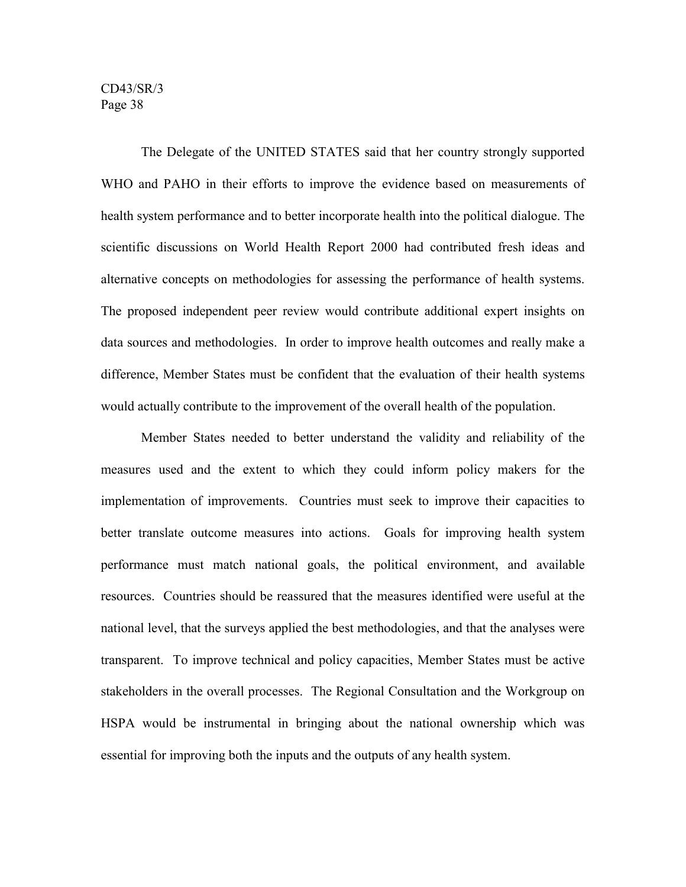The Delegate of the UNITED STATES said that her country strongly supported WHO and PAHO in their efforts to improve the evidence based on measurements of health system performance and to better incorporate health into the political dialogue. The scientific discussions on World Health Report 2000 had contributed fresh ideas and alternative concepts on methodologies for assessing the performance of health systems. The proposed independent peer review would contribute additional expert insights on data sources and methodologies. In order to improve health outcomes and really make a difference, Member States must be confident that the evaluation of their health systems would actually contribute to the improvement of the overall health of the population.

Member States needed to better understand the validity and reliability of the measures used and the extent to which they could inform policy makers for the implementation of improvements. Countries must seek to improve their capacities to better translate outcome measures into actions. Goals for improving health system performance must match national goals, the political environment, and available resources. Countries should be reassured that the measures identified were useful at the national level, that the surveys applied the best methodologies, and that the analyses were transparent. To improve technical and policy capacities, Member States must be active stakeholders in the overall processes. The Regional Consultation and the Workgroup on HSPA would be instrumental in bringing about the national ownership which was essential for improving both the inputs and the outputs of any health system.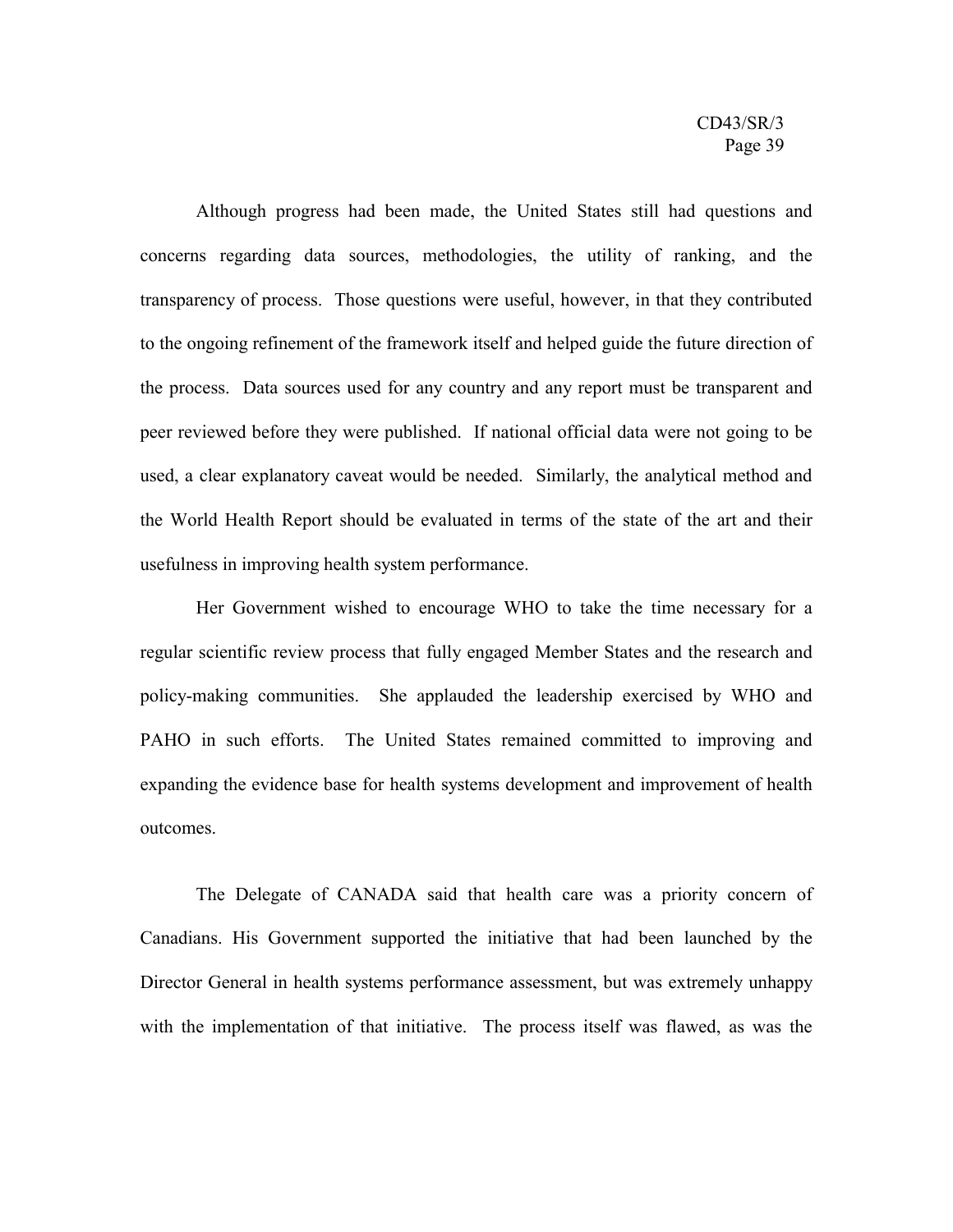Although progress had been made, the United States still had questions and concerns regarding data sources, methodologies, the utility of ranking, and the transparency of process. Those questions were useful, however, in that they contributed to the ongoing refinement of the framework itself and helped guide the future direction of the process. Data sources used for any country and any report must be transparent and peer reviewed before they were published. If national official data were not going to be used, a clear explanatory caveat would be needed. Similarly, the analytical method and the World Health Report should be evaluated in terms of the state of the art and their usefulness in improving health system performance.

Her Government wished to encourage WHO to take the time necessary for a regular scientific review process that fully engaged Member States and the research and policy-making communities. She applauded the leadership exercised by WHO and PAHO in such efforts. The United States remained committed to improving and expanding the evidence base for health systems development and improvement of health outcomes.

The Delegate of CANADA said that health care was a priority concern of Canadians. His Government supported the initiative that had been launched by the Director General in health systems performance assessment, but was extremely unhappy with the implementation of that initiative. The process itself was flawed, as was the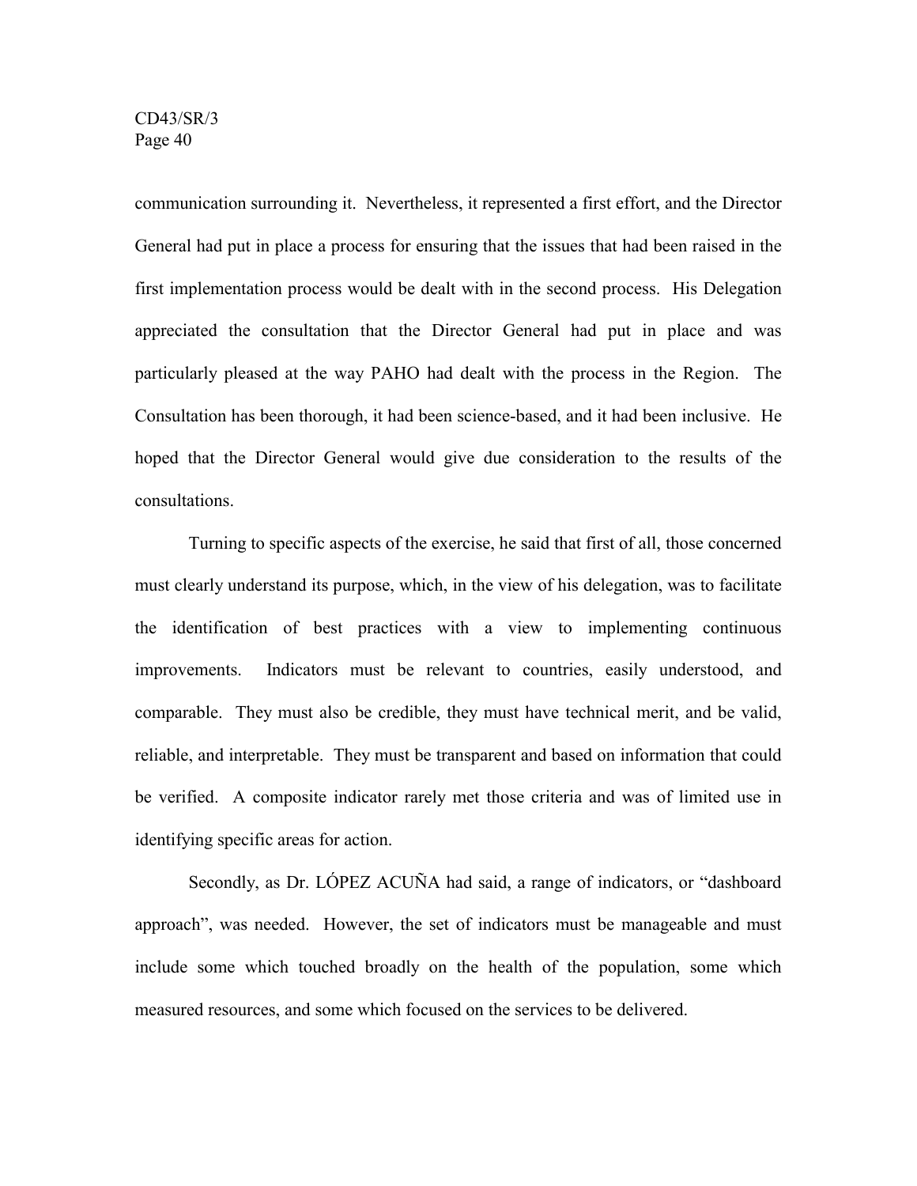communication surrounding it. Nevertheless, it represented a first effort, and the Director General had put in place a process for ensuring that the issues that had been raised in the first implementation process would be dealt with in the second process. His Delegation appreciated the consultation that the Director General had put in place and was particularly pleased at the way PAHO had dealt with the process in the Region. The Consultation has been thorough, it had been science-based, and it had been inclusive. He hoped that the Director General would give due consideration to the results of the consultations.

Turning to specific aspects of the exercise, he said that first of all, those concerned must clearly understand its purpose, which, in the view of his delegation, was to facilitate the identification of best practices with a view to implementing continuous improvements. Indicators must be relevant to countries, easily understood, and comparable. They must also be credible, they must have technical merit, and be valid, reliable, and interpretable. They must be transparent and based on information that could be verified. A composite indicator rarely met those criteria and was of limited use in identifying specific areas for action.

Secondly, as Dr. LÓPEZ ACUÑA had said, a range of indicators, or "dashboard approach", was needed. However, the set of indicators must be manageable and must include some which touched broadly on the health of the population, some which measured resources, and some which focused on the services to be delivered.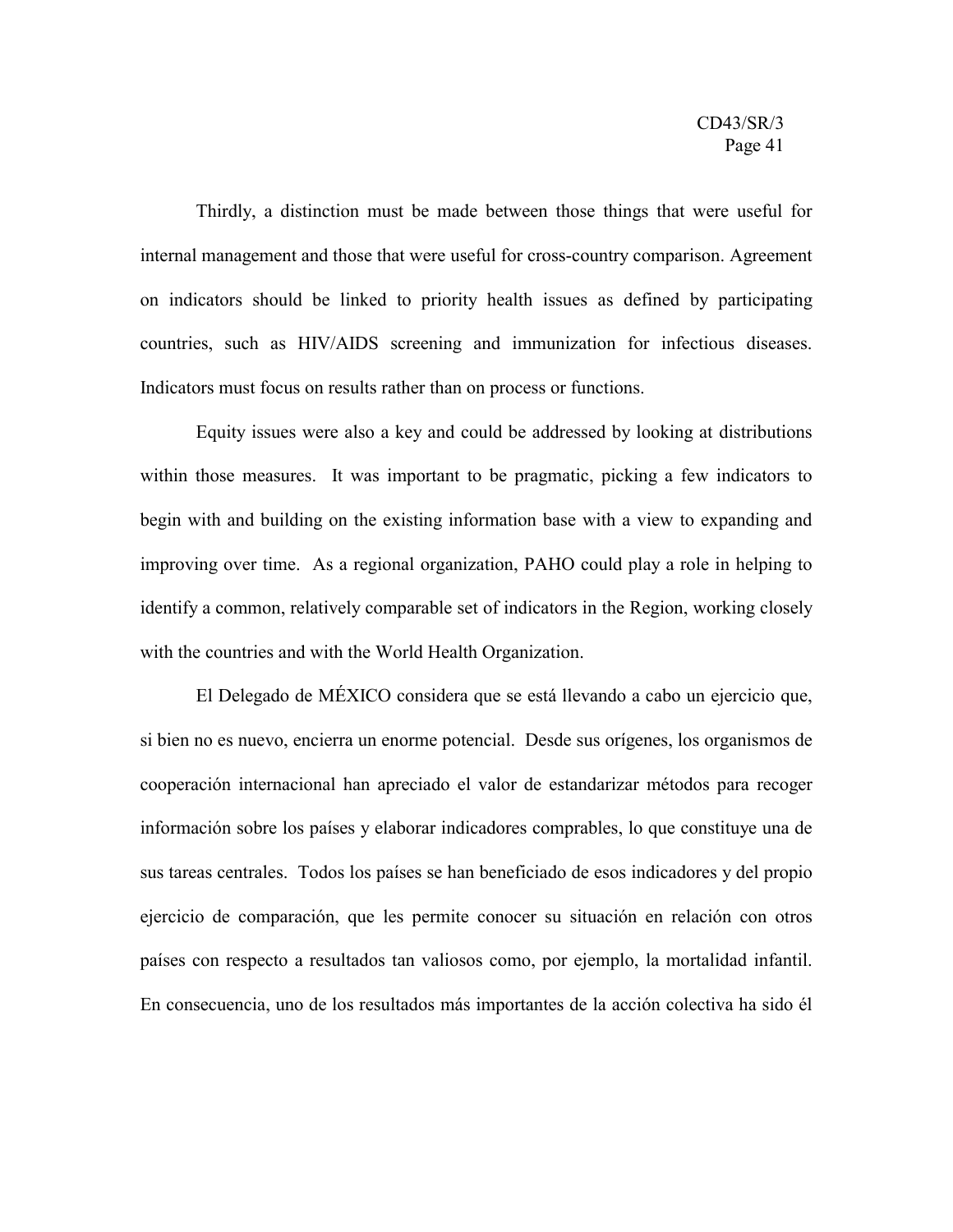Thirdly, a distinction must be made between those things that were useful for internal management and those that were useful for cross-country comparison. Agreement on indicators should be linked to priority health issues as defined by participating countries, such as HIV/AIDS screening and immunization for infectious diseases. Indicators must focus on results rather than on process or functions.

Equity issues were also a key and could be addressed by looking at distributions within those measures. It was important to be pragmatic, picking a few indicators to begin with and building on the existing information base with a view to expanding and improving over time. As a regional organization, PAHO could play a role in helping to identify a common, relatively comparable set of indicators in the Region, working closely with the countries and with the World Health Organization.

El Delegado de MÉXICO considera que se está llevando a cabo un ejercicio que, si bien no es nuevo, encierra un enorme potencial. Desde sus orígenes, los organismos de cooperación internacional han apreciado el valor de estandarizar métodos para recoger información sobre los países y elaborar indicadores comprables, lo que constituye una de sus tareas centrales. Todos los países se han beneficiado de esos indicadores y del propio ejercicio de comparación, que les permite conocer su situación en relación con otros países con respecto a resultados tan valiosos como, por ejemplo, la mortalidad infantil. En consecuencia, uno de los resultados más importantes de la acción colectiva ha sido él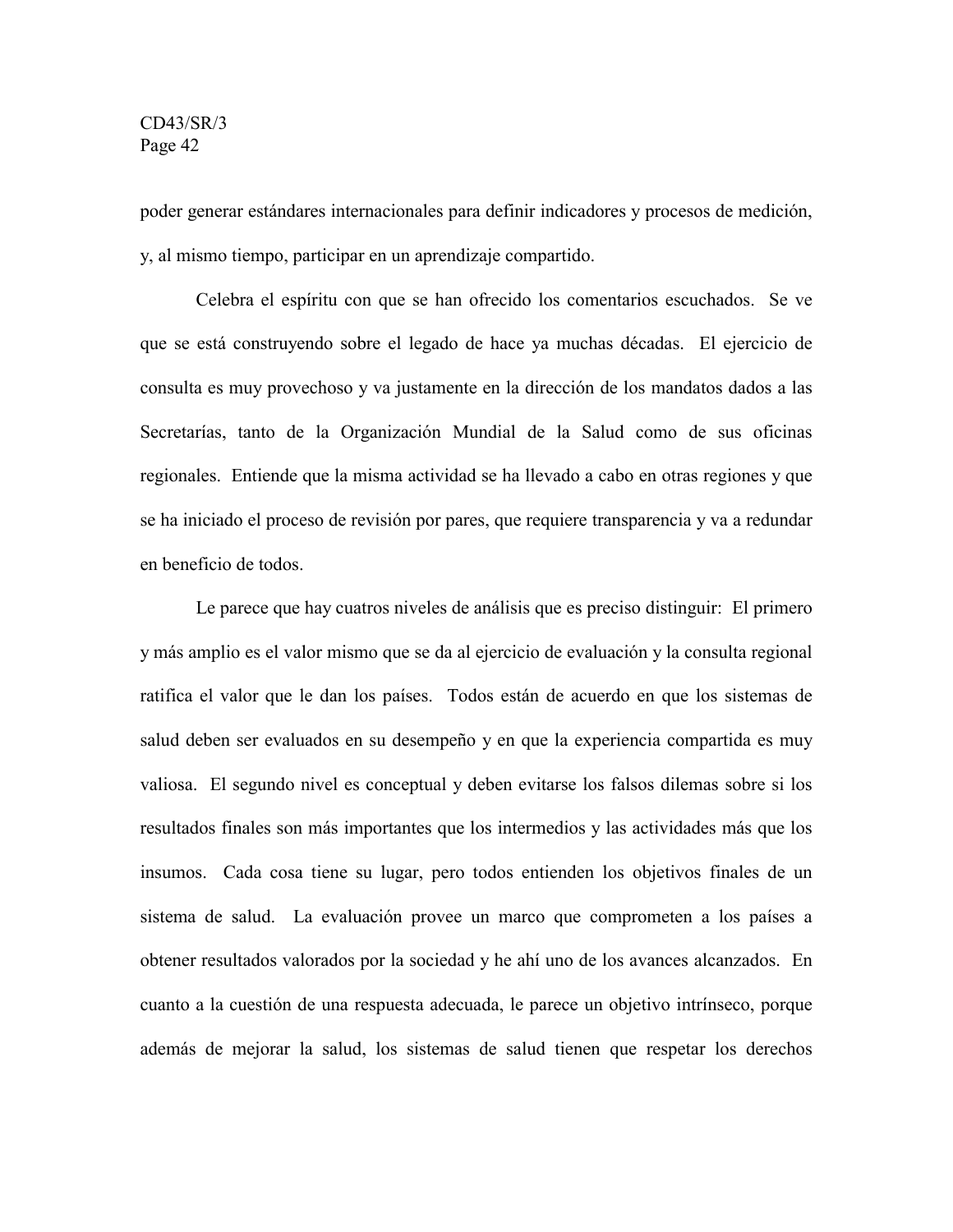poder generar estándares internacionales para definir indicadores y procesos de medición, y, al mismo tiempo, participar en un aprendizaje compartido.

Celebra el espíritu con que se han ofrecido los comentarios escuchados. Se ve que se está construyendo sobre el legado de hace ya muchas décadas. El ejercicio de consulta es muy provechoso y va justamente en la dirección de los mandatos dados a las Secretarías, tanto de la Organización Mundial de la Salud como de sus oficinas regionales. Entiende que la misma actividad se ha llevado a cabo en otras regiones y que se ha iniciado el proceso de revisión por pares, que requiere transparencia y va a redundar en beneficio de todos.

Le parece que hay cuatros niveles de análisis que es preciso distinguir: El primero y más amplio es el valor mismo que se da al ejercicio de evaluación y la consulta regional ratifica el valor que le dan los países. Todos están de acuerdo en que los sistemas de salud deben ser evaluados en su desempeño y en que la experiencia compartida es muy valiosa. El segundo nivel es conceptual y deben evitarse los falsos dilemas sobre si los resultados finales son más importantes que los intermedios y las actividades más que los insumos. Cada cosa tiene su lugar, pero todos entienden los objetivos finales de un sistema de salud. La evaluación provee un marco que comprometen a los países a obtener resultados valorados por la sociedad y he ahí uno de los avances alcanzados. En cuanto a la cuestión de una respuesta adecuada, le parece un objetivo intrínseco, porque además de mejorar la salud, los sistemas de salud tienen que respetar los derechos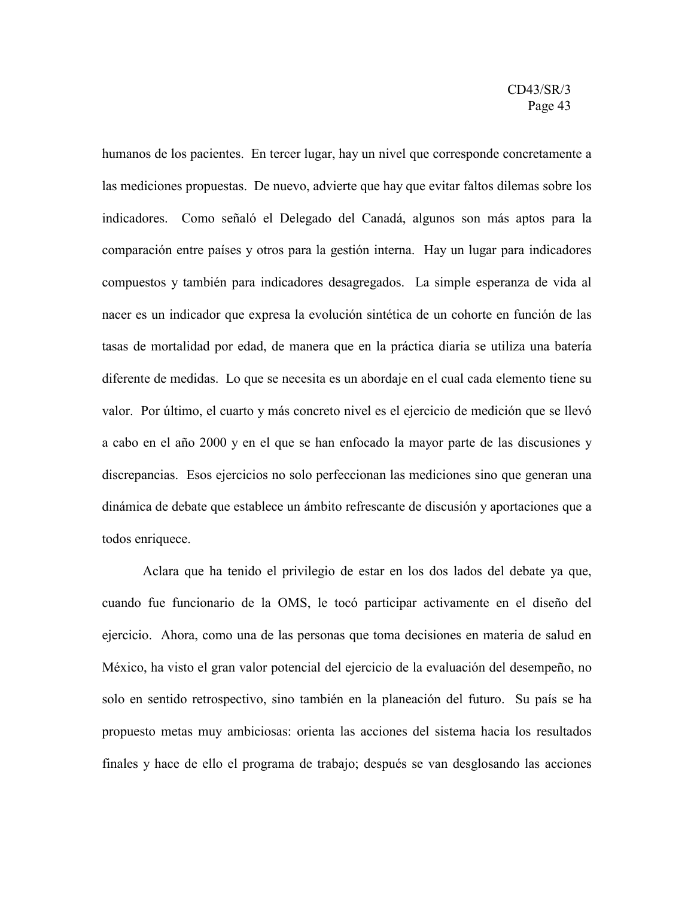humanos de los pacientes. En tercer lugar, hay un nivel que corresponde concretamente a las mediciones propuestas. De nuevo, advierte que hay que evitar faltos dilemas sobre los indicadores. Como señaló el Delegado del Canadá, algunos son más aptos para la comparación entre países y otros para la gestión interna. Hay un lugar para indicadores compuestos y también para indicadores desagregados. La simple esperanza de vida al nacer es un indicador que expresa la evolución sintética de un cohorte en función de las tasas de mortalidad por edad, de manera que en la práctica diaria se utiliza una batería diferente de medidas. Lo que se necesita es un abordaje en el cual cada elemento tiene su valor. Por último, el cuarto y más concreto nivel es el ejercicio de medición que se llevó a cabo en el año 2000 y en el que se han enfocado la mayor parte de las discusiones y discrepancias. Esos ejercicios no solo perfeccionan las mediciones sino que generan una dinámica de debate que establece un ámbito refrescante de discusión y aportaciones que a todos enriquece.

Aclara que ha tenido el privilegio de estar en los dos lados del debate ya que, cuando fue funcionario de la OMS, le tocó participar activamente en el diseño del ejercicio. Ahora, como una de las personas que toma decisiones en materia de salud en México, ha visto el gran valor potencial del ejercicio de la evaluación del desempeño, no solo en sentido retrospectivo, sino también en la planeación del futuro. Su país se ha propuesto metas muy ambiciosas: orienta las acciones del sistema hacia los resultados finales y hace de ello el programa de trabajo; después se van desglosando las acciones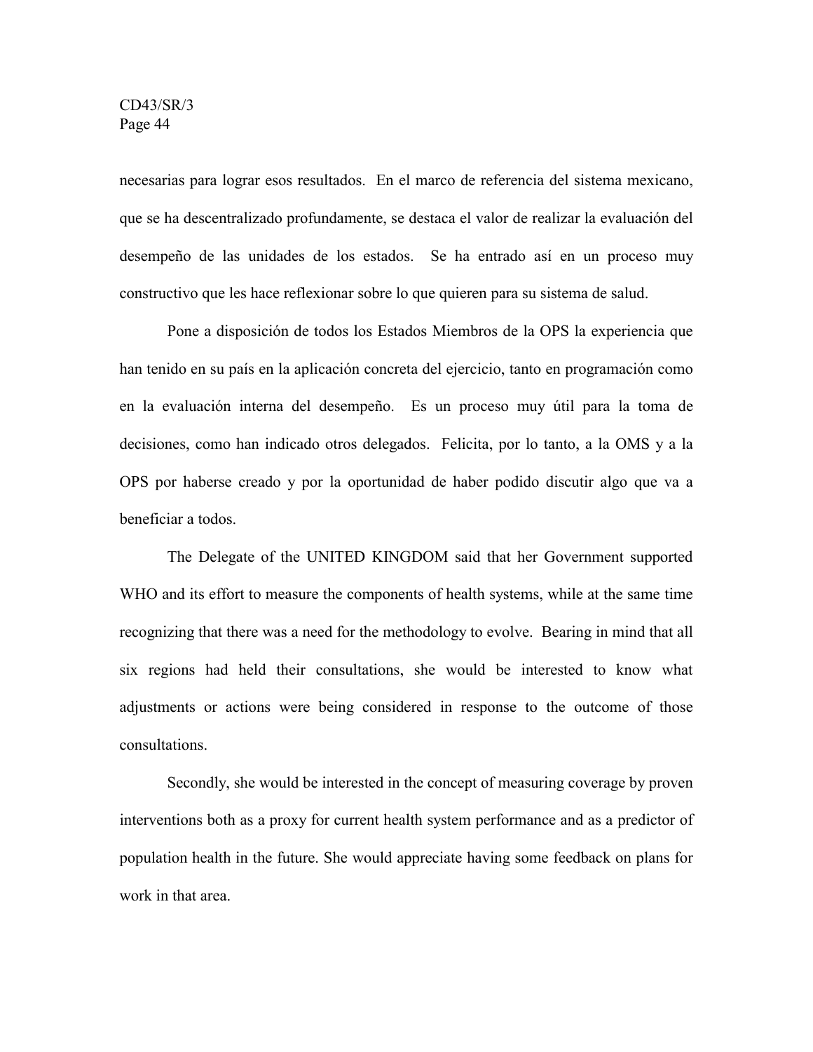necesarias para lograr esos resultados.  En el marco de referencia del sistema mexicano, que se ha descentralizado profundamente, se destaca el valor de realizar la evaluación del desempeño de las unidades de los estados.  Se ha entrado así en un proceso muy constructivo que les hace reflexionar sobre lo que quieren para su sistema de salud.

Pone a disposición de todos los Estados Miembros de la OPS la experiencia que han tenido en su país en la aplicación concreta del ejercicio, tanto en programación como en la evaluación interna del desempeño.  Es un proceso muy útil para la toma de decisiones, como han indicado otros delegados.  Felicita, por lo tanto, a la OMS y a la OPS por haberse creado y por la oportunidad de haber podido discutir algo que va a beneficiar a todos.

The Delegate of the UNITED KINGDOM said that her Government supported WHO and its effort to measure the components of health systems, while at the same time recognizing that there was a need for the methodology to evolve.  Bearing in mind that all six regions had held their consultations, she would be interested to know what adjustments or actions were being considered in response to the outcome of those consultations.

Secondly, she would be interested in the concept of measuring coverage by proven interventions both as a proxy for current health system performance and as a predictor of population health in the future. She would appreciate having some feedback on plans for work in that area.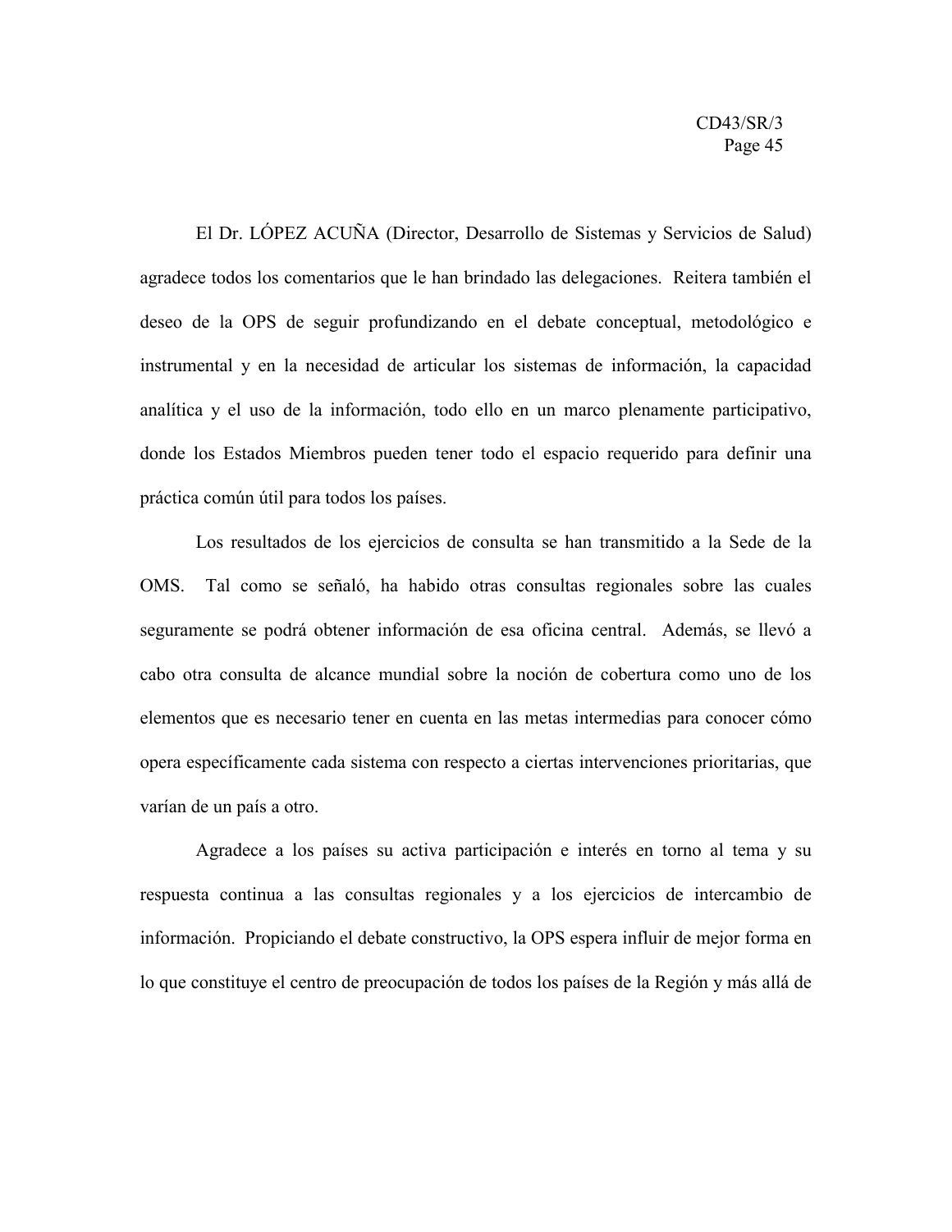El Dr. LÓPEZ ACUÑA (Director, Desarrollo de Sistemas y Servicios de Salud) agradece todos los comentarios que le han brindado las delegaciones. Reitera también el deseo de la OPS de seguir profundizando en el debate conceptual, metodológico e instrumental y en la necesidad de articular los sistemas de información, la capacidad analítica y el uso de la información, todo ello en un marco plenamente participativo, donde los Estados Miembros pueden tener todo el espacio requerido para definir una práctica común útil para todos los países.

Los resultados de los ejercicios de consulta se han transmitido a la Sede de la OMS. Tal como se señaló, ha habido otras consultas regionales sobre las cuales seguramente se podrá obtener información de esa oficina central. Además, se llevó a cabo otra consulta de alcance mundial sobre la noción de cobertura como uno de los elementos que es necesario tener en cuenta en las metas intermedias para conocer cómo opera específicamente cada sistema con respecto a ciertas intervenciones prioritarias, que varían de un país a otro.

Agradece a los países su activa participación e interés en torno al tema y su respuesta continua a las consultas regionales y a los ejercicios de intercambio de información. Propiciando el debate constructivo, la OPS espera influir de mejor forma en lo que constituye el centro de preocupación de todos los países de la Región y más allá de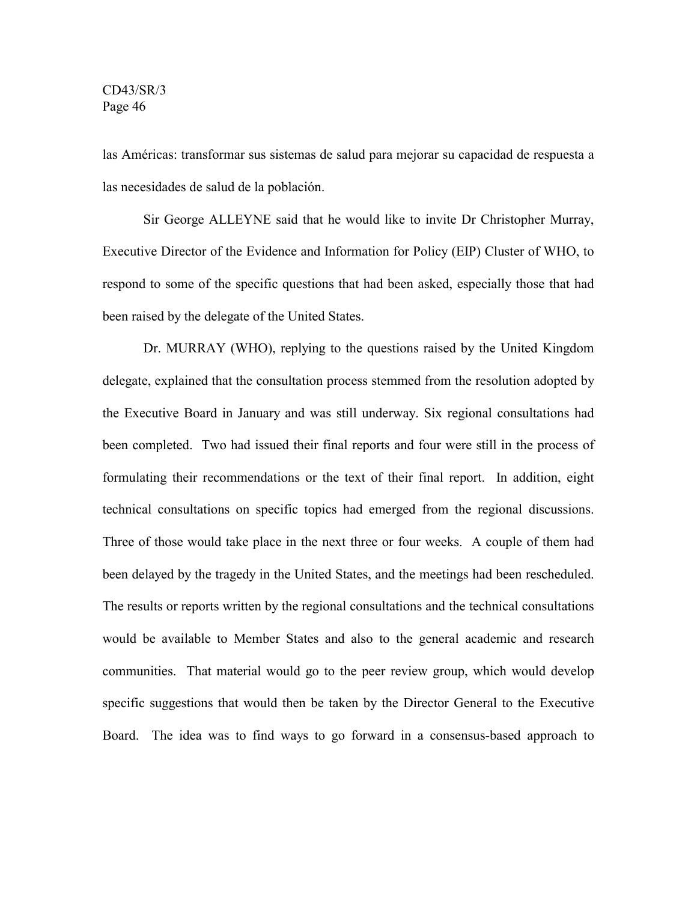las Américas: transformar sus sistemas de salud para mejorar su capacidad de respuesta a las necesidades de salud de la población.

Sir George ALLEYNE said that he would like to invite Dr Christopher Murray, Executive Director of the Evidence and Information for Policy (EIP) Cluster of WHO, to respond to some of the specific questions that had been asked, especially those that had been raised by the delegate of the United States.

Dr. MURRAY (WHO), replying to the questions raised by the United Kingdom delegate, explained that the consultation process stemmed from the resolution adopted by the Executive Board in January and was still underway. Six regional consultations had been completed. Two had issued their final reports and four were still in the process of formulating their recommendations or the text of their final report. In addition, eight technical consultations on specific topics had emerged from the regional discussions. Three of those would take place in the next three or four weeks. A couple of them had been delayed by the tragedy in the United States, and the meetings had been rescheduled. The results or reports written by the regional consultations and the technical consultations would be available to Member States and also to the general academic and research communities. That material would go to the peer review group, which would develop specific suggestions that would then be taken by the Director General to the Executive Board. The idea was to find ways to go forward in a consensus-based approach to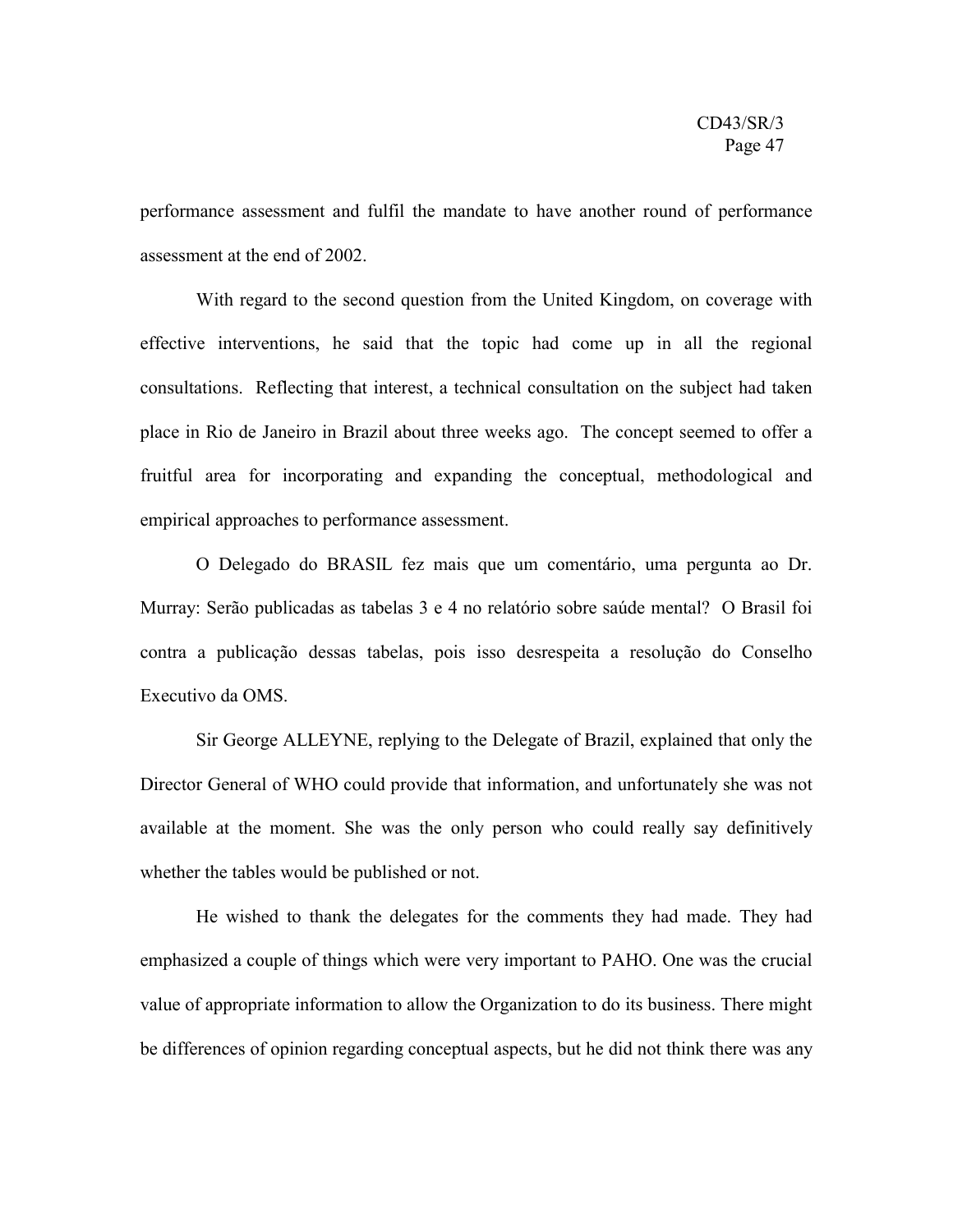performance assessment and fulfil the mandate to have another round of performance assessment at the end of 2002.

With regard to the second question from the United Kingdom, on coverage with effective interventions, he said that the topic had come up in all the regional consultations. Reflecting that interest, a technical consultation on the subject had taken place in Rio de Janeiro in Brazil about three weeks ago. The concept seemed to offer a fruitful area for incorporating and expanding the conceptual, methodological and empirical approaches to performance assessment.

O Delegado do BRASIL fez mais que um comentário, uma pergunta ao Dr. Murray: Serão publicadas as tabelas 3 e 4 no relatório sobre saúde mental? O Brasil foi contra a publicação dessas tabelas, pois isso desrespeita a resolução do Conselho Executivo da OMS.

Sir George ALLEYNE, replying to the Delegate of Brazil, explained that only the Director General of WHO could provide that information, and unfortunately she was not available at the moment. She was the only person who could really say definitively whether the tables would be published or not.

He wished to thank the delegates for the comments they had made. They had emphasized a couple of things which were very important to PAHO. One was the crucial value of appropriate information to allow the Organization to do its business. There might be differences of opinion regarding conceptual aspects, but he did not think there was any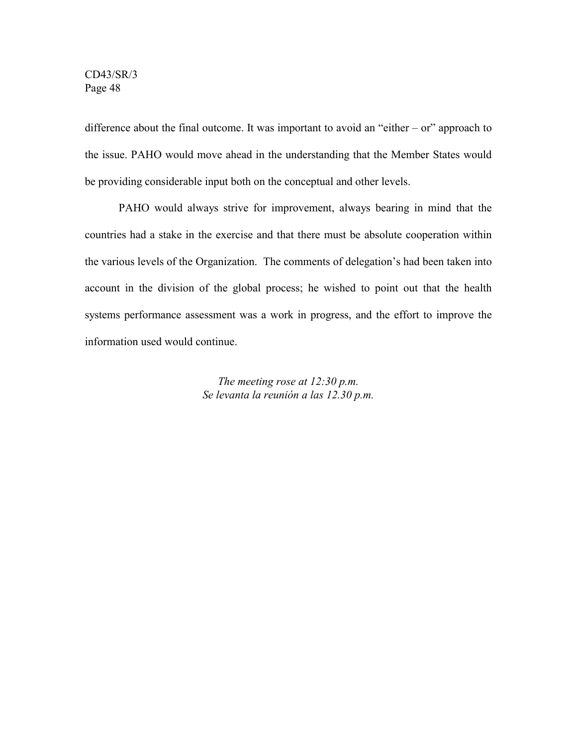difference about the final outcome. It was important to avoid an "either – or" approach to the issue. PAHO would move ahead in the understanding that the Member States would be providing considerable input both on the conceptual and other levels.

PAHO would always strive for improvement, always bearing in mind that the countries had a stake in the exercise and that there must be absolute cooperation within the various levels of the Organization. The comments of delegation's had been taken into account in the division of the global process; he wished to point out that the health systems performance assessment was a work in progress, and the effort to improve the information used would continue.

*The meeting rose at 12:30 p.m.*
*Se levanta la reunión a las 12.30 p.m.*